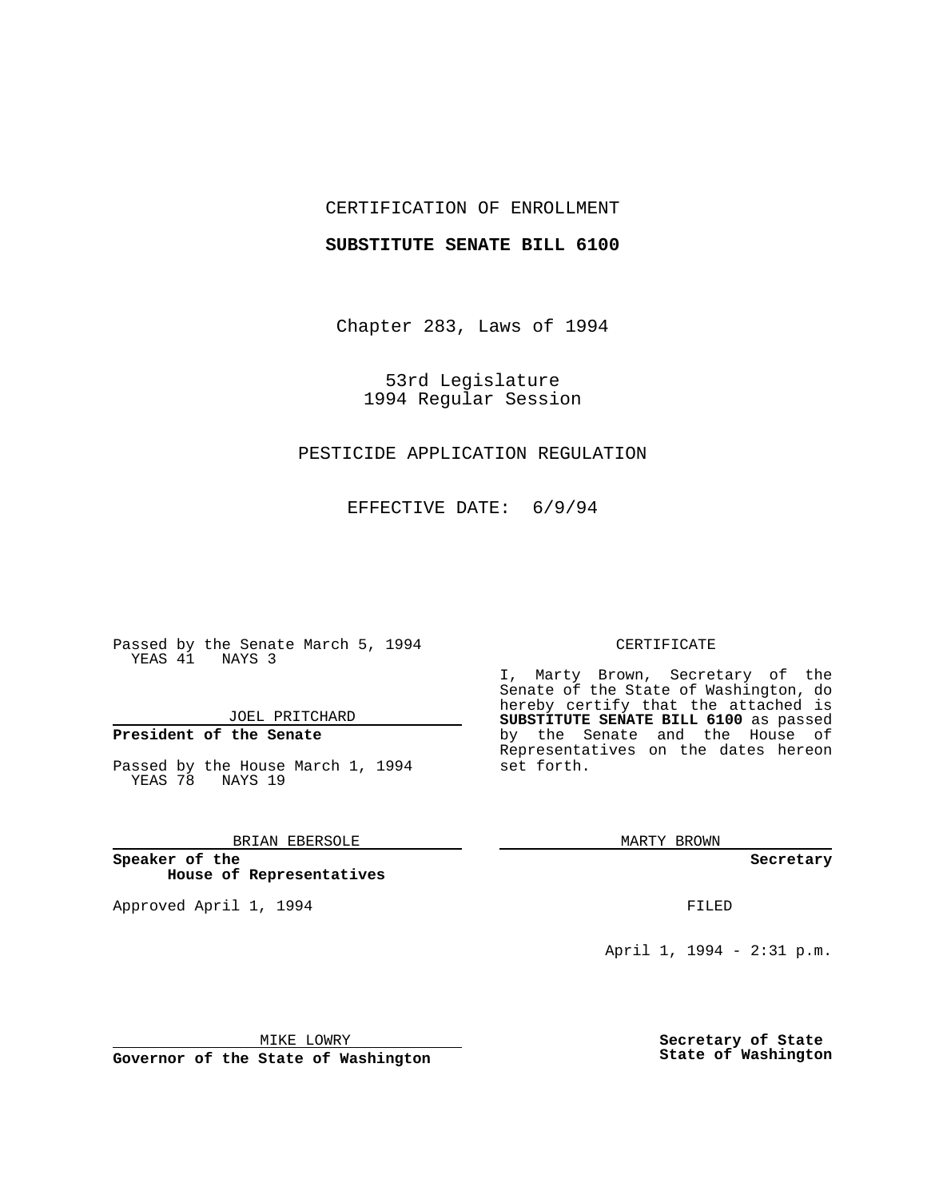CERTIFICATION OF ENROLLMENT

**SUBSTITUTE SENATE BILL 6100**

Chapter 283, Laws of 1994

53rd Legislature
1994 Regular Session

PESTICIDE APPLICATION REGULATION

EFFECTIVE DATE: 6/9/94

Passed by the Senate March 5, 1994
YEAS 41 NAYS 3

JOEL PRITCHARD

**President of the Senate**

Passed by the House March 1, 1994
YEAS 78 NAYS 19

BRIAN EBERSOLE

**Speaker of the House of Representatives**

Approved April 1, 1994

MIKE LOWRY

**Governor of the State of Washington**

CERTIFICATE

I, Marty Brown, Secretary of the Senate of the State of Washington, do hereby certify that the attached is **SUBSTITUTE SENATE BILL 6100** as passed by the Senate and the House of Representatives on the dates hereon set forth.

MARTY BROWN

**Secretary**

FILED

April 1, 1994 - 2:31 p.m.

**Secretary of State**
**State of Washington**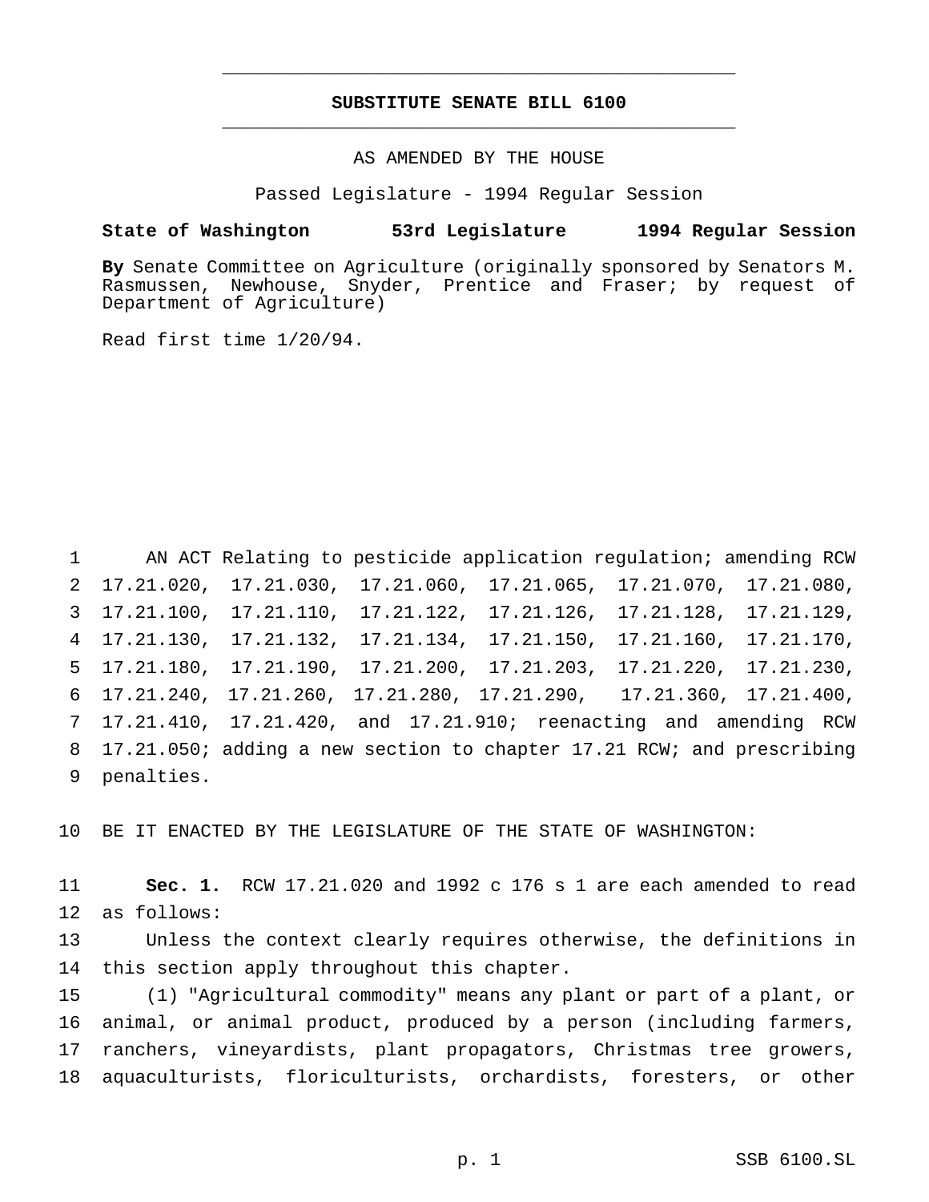# SUBSTITUTE SENATE BILL 6100

AS AMENDED BY THE HOUSE

Passed Legislature - 1994 Regular Session

**State of Washington 53rd Legislature 1994 Regular Session**

**By** Senate Committee on Agriculture (originally sponsored by Senators M. Rasmussen, Newhouse, Snyder, Prentice and Fraser; by request of Department of Agriculture)

Read first time 1/20/94.

AN ACT Relating to pesticide application regulation; amending RCW 17.21.020, 17.21.030, 17.21.060, 17.21.065, 17.21.070, 17.21.080, 17.21.100, 17.21.110, 17.21.122, 17.21.126, 17.21.128, 17.21.129, 17.21.130, 17.21.132, 17.21.134, 17.21.150, 17.21.160, 17.21.170, 17.21.180, 17.21.190, 17.21.200, 17.21.203, 17.21.220, 17.21.230, 17.21.240, 17.21.260, 17.21.280, 17.21.290, 17.21.360, 17.21.400, 17.21.410, 17.21.420, and 17.21.910; reenacting and amending RCW 17.21.050; adding a new section to chapter 17.21 RCW; and prescribing penalties.

BE IT ENACTED BY THE LEGISLATURE OF THE STATE OF WASHINGTON:

**Sec. 1.** RCW 17.21.020 and 1992 c 176 s 1 are each amended to read as follows:

Unless the context clearly requires otherwise, the definitions in this section apply throughout this chapter.

(1) "Agricultural commodity" means any plant or part of a plant, or animal, or animal product, produced by a person (including farmers, ranchers, vineyardists, plant propagators, Christmas tree growers, aquaculturists, floriculturists, orchardists, foresters, or other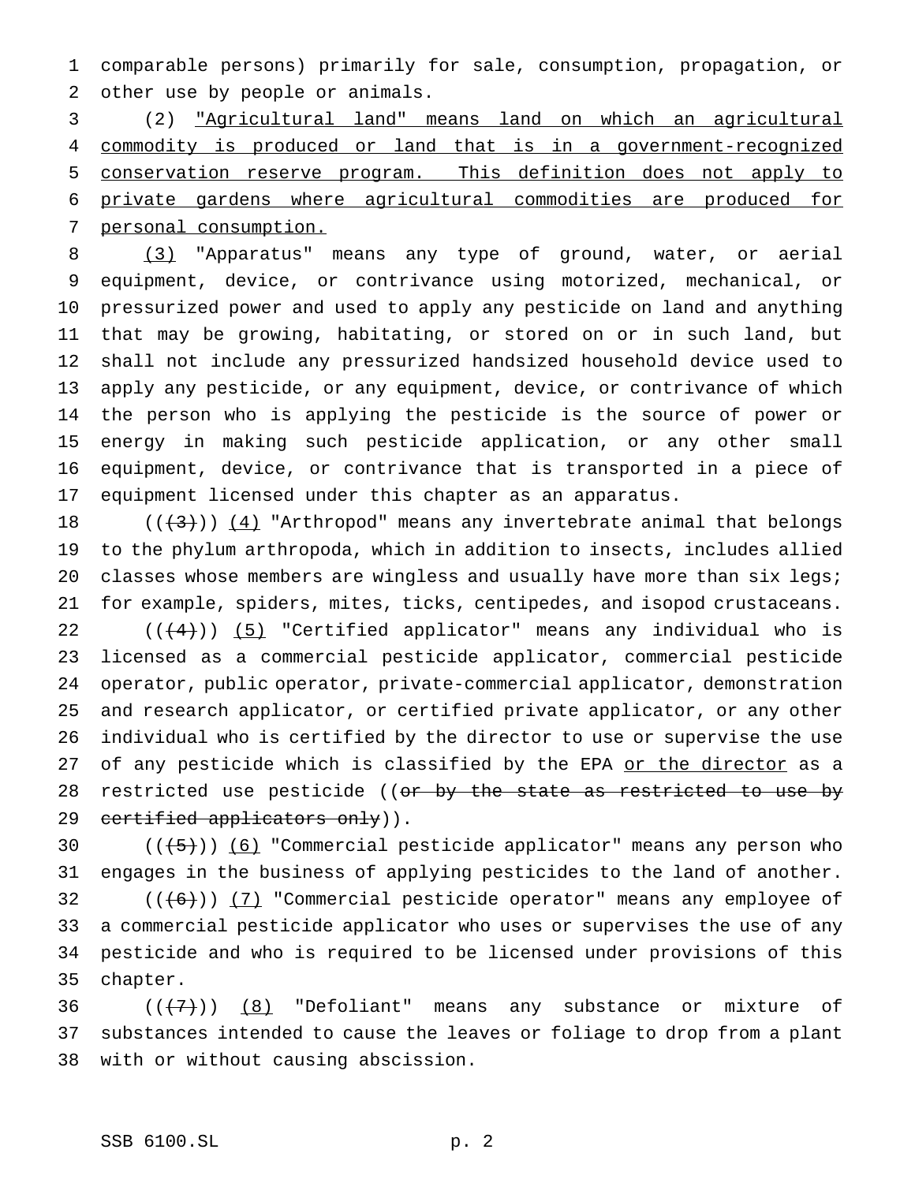comparable persons) primarily for sale, consumption, propagation, or other use by people or animals.

(2) "Agricultural land" means land on which an agricultural commodity is produced or land that is in a government-recognized conservation reserve program. This definition does not apply to private gardens where agricultural commodities are produced for personal consumption.

(3) "Apparatus" means any type of ground, water, or aerial equipment, device, or contrivance using motorized, mechanical, or pressurized power and used to apply any pesticide on land and anything that may be growing, habitating, or stored on or in such land, but shall not include any pressurized handsized household device used to apply any pesticide, or any equipment, device, or contrivance of which the person who is applying the pesticide is the source of power or energy in making such pesticide application, or any other small equipment, device, or contrivance that is transported in a piece of equipment licensed under this chapter as an apparatus.

(((3))) (4) "Arthropod" means any invertebrate animal that belongs to the phylum arthropoda, which in addition to insects, includes allied classes whose members are wingless and usually have more than six legs; for example, spiders, mites, ticks, centipedes, and isopod crustaceans.

(((4))) (5) "Certified applicator" means any individual who is licensed as a commercial pesticide applicator, commercial pesticide operator, public operator, private-commercial applicator, demonstration and research applicator, or certified private applicator, or any other individual who is certified by the director to use or supervise the use of any pesticide which is classified by the EPA or the director as a restricted use pesticide ((or by the state as restricted to use by certified applicators only)).

(((5))) (6) "Commercial pesticide applicator" means any person who engages in the business of applying pesticides to the land of another.

(((6))) (7) "Commercial pesticide operator" means any employee of a commercial pesticide applicator who uses or supervises the use of any pesticide and who is required to be licensed under provisions of this chapter.

(((7))) (8) "Defoliant" means any substance or mixture of substances intended to cause the leaves or foliage to drop from a plant with or without causing abscission.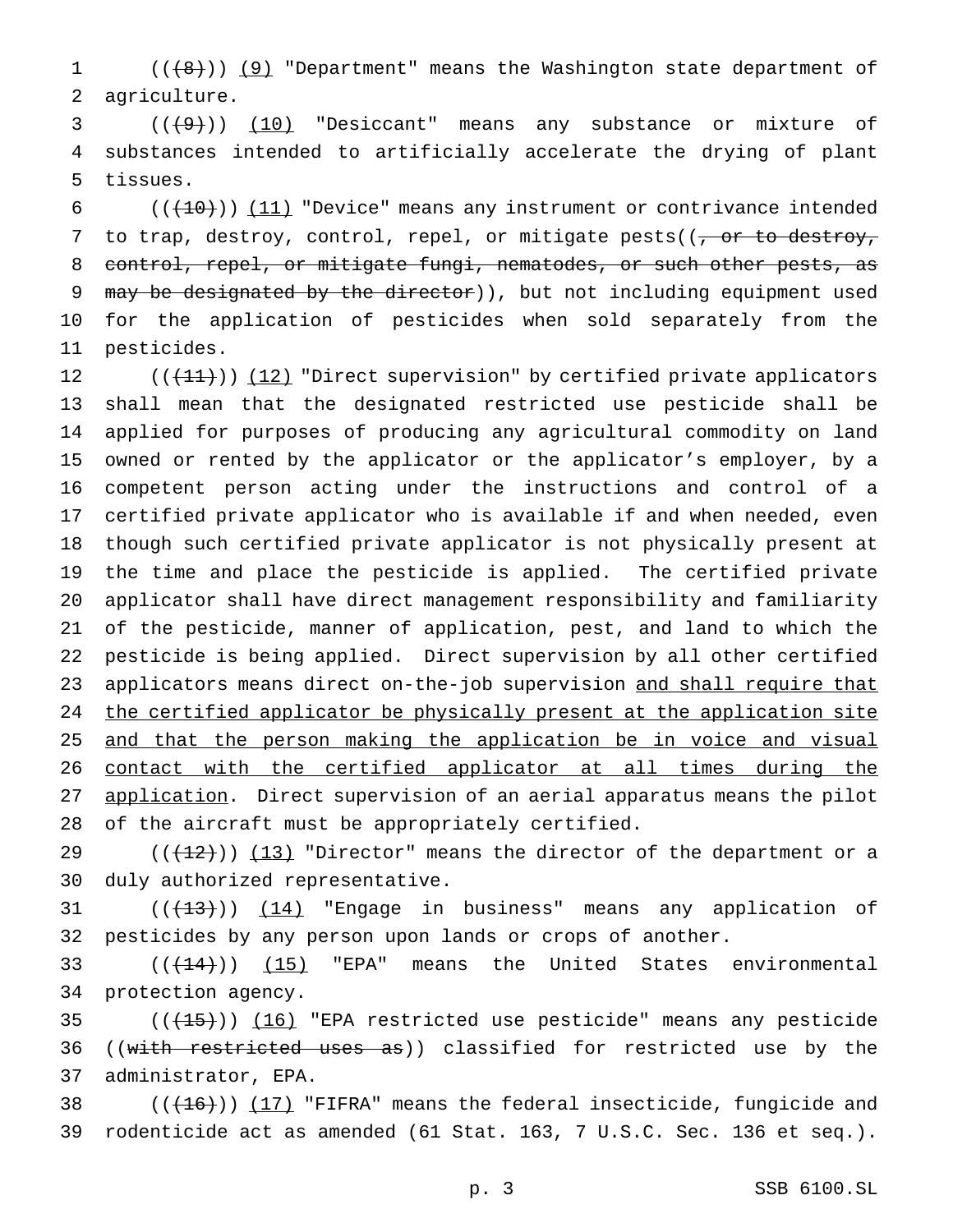((~~(8)~~)) (9) "Department" means the Washington state department of agriculture.

((~~(9)~~)) (10) "Desiccant" means any substance or mixture of substances intended to artificially accelerate the drying of plant tissues.

((~~(10)~~)) (11) "Device" means any instrument or contrivance intended to trap, destroy, control, repel, or mitigate pests((~~, or to destroy, control, repel, or mitigate fungi, nematodes, or such other pests, as may be designated by the director~~)), but not including equipment used for the application of pesticides when sold separately from the pesticides.

((~~(11)~~)) (12) "Direct supervision" by certified private applicators shall mean that the designated restricted use pesticide shall be applied for purposes of producing any agricultural commodity on land owned or rented by the applicator or the applicator's employer, by a competent person acting under the instructions and control of a certified private applicator who is available if and when needed, even though such certified private applicator is not physically present at the time and place the pesticide is applied. The certified private applicator shall have direct management responsibility and familiarity of the pesticide, manner of application, pest, and land to which the pesticide is being applied. Direct supervision by all other certified applicators means direct on-the-job supervision <u>and shall require that the certified applicator be physically present at the application site and that the person making the application be in voice and visual contact with the certified applicator at all times during the application</u>. Direct supervision of an aerial apparatus means the pilot of the aircraft must be appropriately certified.

((~~(12)~~)) (13) "Director" means the director of the department or a duly authorized representative.

((~~(13)~~)) (14) "Engage in business" means any application of pesticides by any person upon lands or crops of another.

((~~(14)~~)) (15) "EPA" means the United States environmental protection agency.

((~~(15)~~)) (16) "EPA restricted use pesticide" means any pesticide ((~~with restricted uses as~~)) classified for restricted use by the administrator, EPA.

((~~(16)~~)) (17) "FIFRA" means the federal insecticide, fungicide and rodenticide act as amended (61 Stat. 163, 7 U.S.C. Sec. 136 et seq.).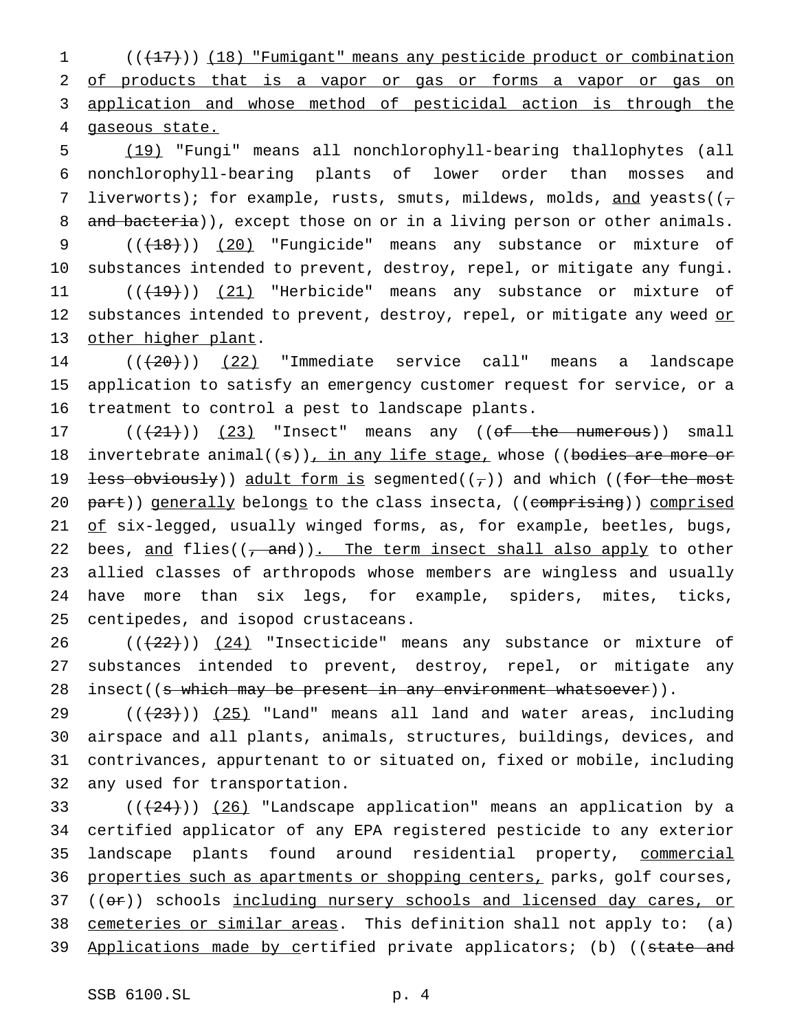(((17))) (18) "Fumigant" means any pesticide product or combination of products that is a vapor or gas or forms a vapor or gas on application and whose method of pesticidal action is through the gaseous state.

(19) "Fungi" means all nonchlorophyll-bearing thallophytes (all nonchlorophyll-bearing plants of lower order than mosses and liverworts); for example, rusts, smuts, mildews, molds, and yeasts((, and bacteria)), except those on or in a living person or other animals.

(((18))) (20) "Fungicide" means any substance or mixture of substances intended to prevent, destroy, repel, or mitigate any fungi.

(((19))) (21) "Herbicide" means any substance or mixture of substances intended to prevent, destroy, repel, or mitigate any weed or other higher plant.

(((20))) (22) "Immediate service call" means a landscape application to satisfy an emergency customer request for service, or a treatment to control a pest to landscape plants.

(((21))) (23) "Insect" means any ((of the numerous)) small invertebrate animal((s)), in any life stage, whose ((bodies are more or less obviously)) adult form is segmented((,)) and which ((for the most part)) generally belongs to the class insecta, ((comprising)) comprised of six-legged, usually winged forms, as, for example, beetles, bugs, bees, and flies((, and)). The term insect shall also apply to other allied classes of arthropods whose members are wingless and usually have more than six legs, for example, spiders, mites, ticks, centipedes, and isopod crustaceans.

(((22))) (24) "Insecticide" means any substance or mixture of substances intended to prevent, destroy, repel, or mitigate any insect((s which may be present in any environment whatsoever)).

(((23))) (25) "Land" means all land and water areas, including airspace and all plants, animals, structures, buildings, devices, and contrivances, appurtenant to or situated on, fixed or mobile, including any used for transportation.

(((24))) (26) "Landscape application" means an application by a certified applicator of any EPA registered pesticide to any exterior landscape plants found around residential property, commercial properties such as apartments or shopping centers, parks, golf courses, ((or)) schools including nursery schools and licensed day cares, or cemeteries or similar areas. This definition shall not apply to: (a) Applications made by certified private applicators; (b) ((state and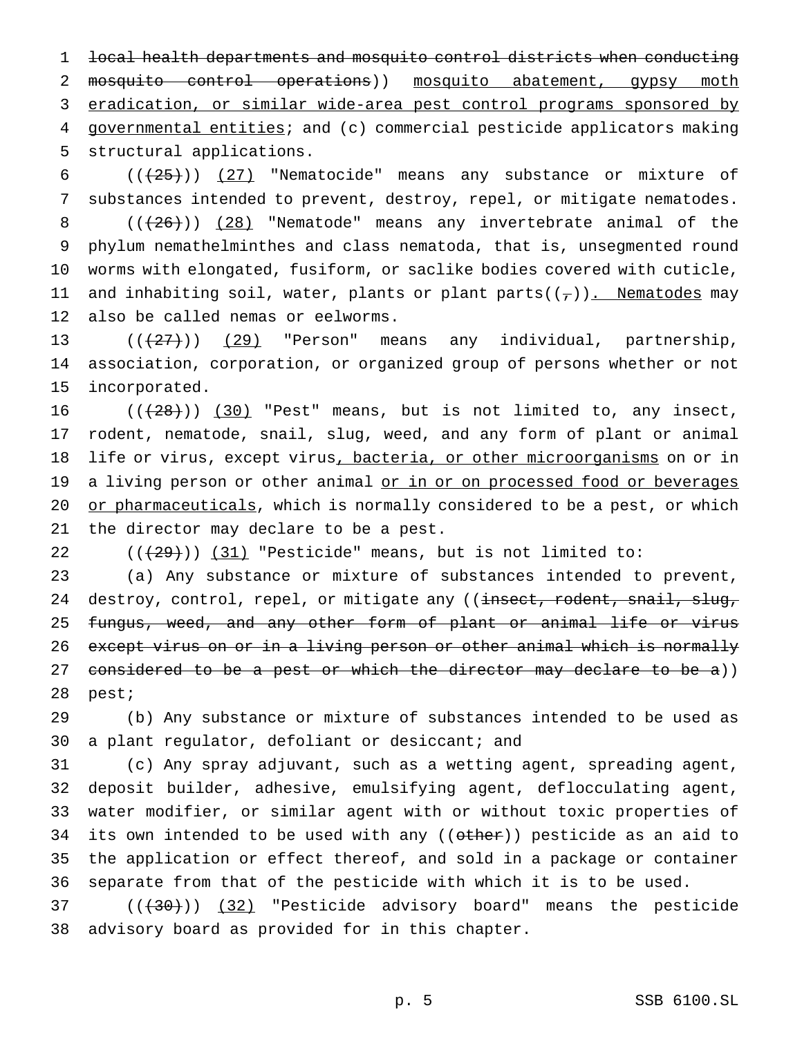~~local health departments and mosquito control districts when conducting mosquito control operations~~)) <u>mosquito abatement, gypsy moth eradication, or similar wide-area pest control programs sponsored by governmental entities</u>; and (c) commercial pesticide applicators making structural applications.

((~~(25)~~)) <u>(27)</u> "Nematocide" means any substance or mixture of substances intended to prevent, destroy, repel, or mitigate nematodes.

((~~(26)~~)) <u>(28)</u> "Nematode" means any invertebrate animal of the phylum nemathelminthes and class nematoda, that is, unsegmented round worms with elongated, fusiform, or saclike bodies covered with cuticle, and inhabiting soil, water, plants or plant parts((~~,~~))<u>. Nematodes</u> may also be called nemas or eelworms.

((~~(27)~~)) <u>(29)</u> "Person" means any individual, partnership, association, corporation, or organized group of persons whether or not incorporated.

((~~(28)~~)) <u>(30)</u> "Pest" means, but is not limited to, any insect, rodent, nematode, snail, slug, weed, and any form of plant or animal life or virus, except virus<u>, bacteria, or other microorganisms</u> on or in a living person or other animal <u>or in or on processed food or beverages or pharmaceuticals</u>, which is normally considered to be a pest, or which the director may declare to be a pest.

((~~(29)~~)) <u>(31)</u> "Pesticide" means, but is not limited to:

(a) Any substance or mixture of substances intended to prevent, destroy, control, repel, or mitigate any ((~~insect, rodent, snail, slug, fungus, weed, and any other form of plant or animal life or virus except virus on or in a living person or other animal which is normally considered to be a pest or which the director may declare to be a~~)) pest;

(b) Any substance or mixture of substances intended to be used as a plant regulator, defoliant or desiccant; and

(c) Any spray adjuvant, such as a wetting agent, spreading agent, deposit builder, adhesive, emulsifying agent, deflocculating agent, water modifier, or similar agent with or without toxic properties of its own intended to be used with any ((~~other~~)) pesticide as an aid to the application or effect thereof, and sold in a package or container separate from that of the pesticide with which it is to be used.

((~~(30)~~)) <u>(32)</u> "Pesticide advisory board" means the pesticide advisory board as provided for in this chapter.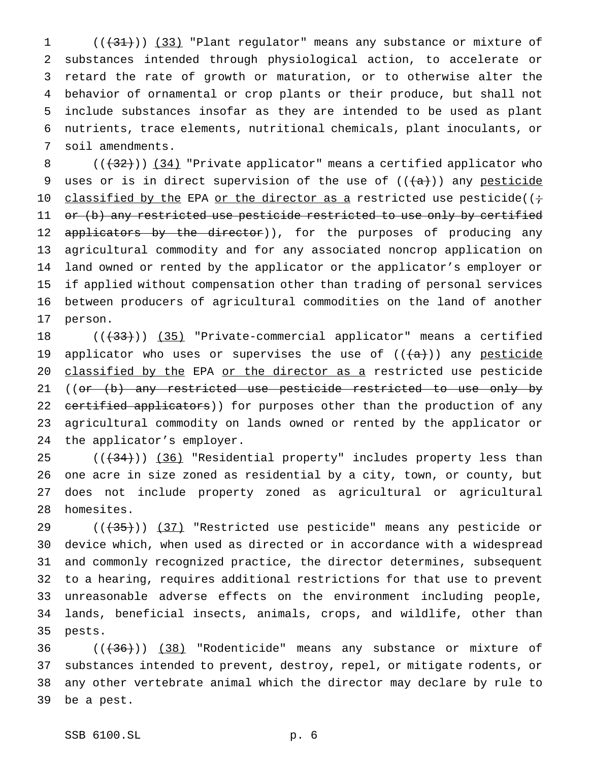(((31))) (33) "Plant regulator" means any substance or mixture of substances intended through physiological action, to accelerate or retard the rate of growth or maturation, or to otherwise alter the behavior of ornamental or crop plants or their produce, but shall not include substances insofar as they are intended to be used as plant nutrients, trace elements, nutritional chemicals, plant inoculants, or soil amendments.

(((32))) (34) "Private applicator" means a certified applicator who uses or is in direct supervision of the use of (((a))) any pesticide classified by the EPA or the director as a restricted use pesticide((; or (b) any restricted use pesticide restricted to use only by certified applicators by the director)), for the purposes of producing any agricultural commodity and for any associated noncrop application on land owned or rented by the applicator or the applicator's employer or if applied without compensation other than trading of personal services between producers of agricultural commodities on the land of another person.

(((33))) (35) "Private-commercial applicator" means a certified applicator who uses or supervises the use of (((a))) any pesticide classified by the EPA or the director as a restricted use pesticide ((or (b) any restricted use pesticide restricted to use only by certified applicators)) for purposes other than the production of any agricultural commodity on lands owned or rented by the applicator or the applicator's employer.

(((34))) (36) "Residential property" includes property less than one acre in size zoned as residential by a city, town, or county, but does not include property zoned as agricultural or agricultural homesites.

(((35))) (37) "Restricted use pesticide" means any pesticide or device which, when used as directed or in accordance with a widespread and commonly recognized practice, the director determines, subsequent to a hearing, requires additional restrictions for that use to prevent unreasonable adverse effects on the environment including people, lands, beneficial insects, animals, crops, and wildlife, other than pests.

(((36))) (38) "Rodenticide" means any substance or mixture of substances intended to prevent, destroy, repel, or mitigate rodents, or any other vertebrate animal which the director may declare by rule to be a pest.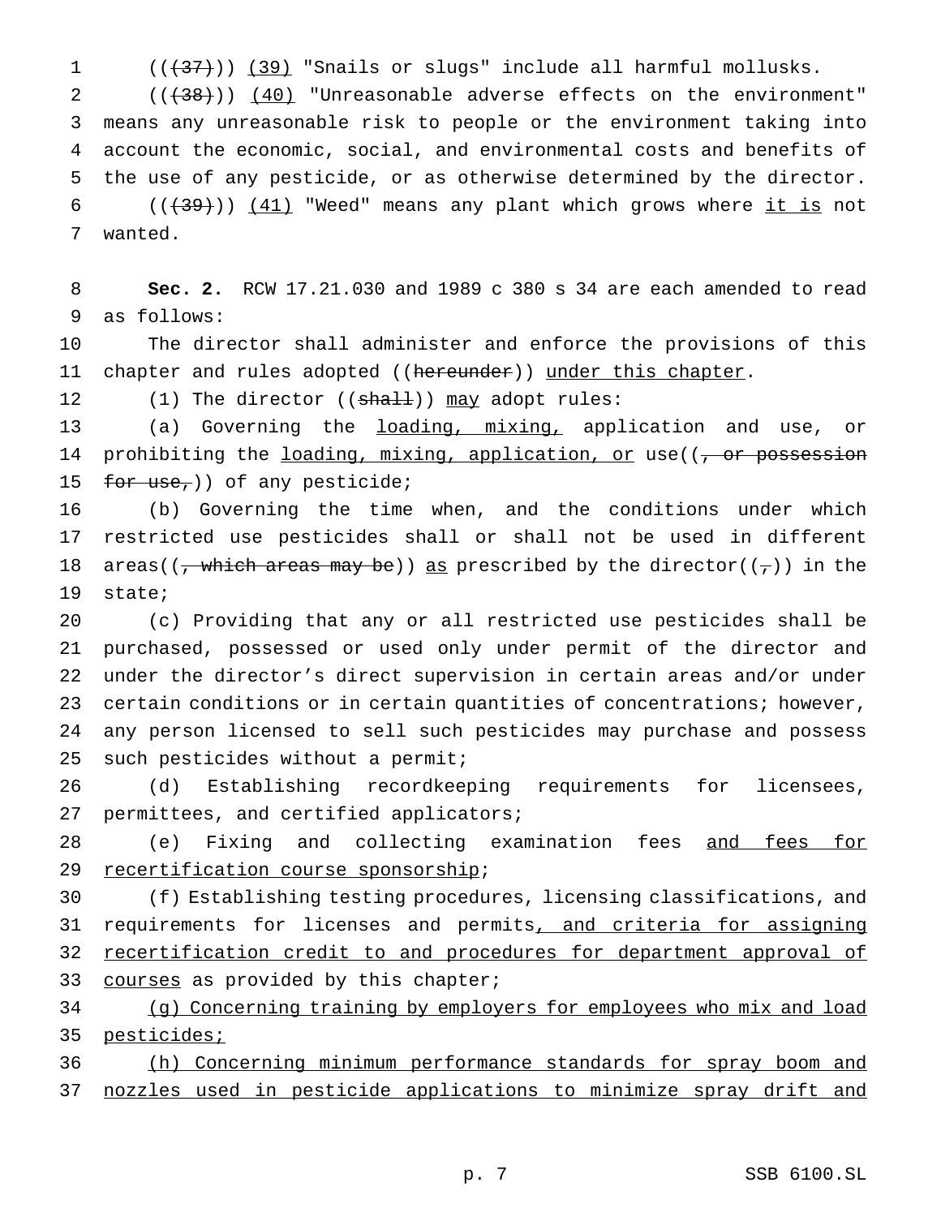(((37))) (39) "Snails or slugs" include all harmful mollusks.

(((38))) (40) "Unreasonable adverse effects on the environment" means any unreasonable risk to people or the environment taking into account the economic, social, and environmental costs and benefits of the use of any pesticide, or as otherwise determined by the director.

(((39))) (41) "Weed" means any plant which grows where it is not wanted.

**Sec. 2.** RCW 17.21.030 and 1989 c 380 s 34 are each amended to read as follows:

The director shall administer and enforce the provisions of this chapter and rules adopted ((hereunder)) under this chapter.

(1) The director ((shall)) may adopt rules:

(a) Governing the loading, mixing, application and use, or prohibiting the loading, mixing, application, or use((, or possession for use,)) of any pesticide;

(b) Governing the time when, and the conditions under which restricted use pesticides shall or shall not be used in different areas((, which areas may be)) as prescribed by the director((,)) in the state;

(c) Providing that any or all restricted use pesticides shall be purchased, possessed or used only under permit of the director and under the director's direct supervision in certain areas and/or under certain conditions or in certain quantities of concentrations; however, any person licensed to sell such pesticides may purchase and possess such pesticides without a permit;

(d) Establishing recordkeeping requirements for licensees, permittees, and certified applicators;

(e) Fixing and collecting examination fees and fees for recertification course sponsorship;

(f) Establishing testing procedures, licensing classifications, and requirements for licenses and permits, and criteria for assigning recertification credit to and procedures for department approval of courses as provided by this chapter;

(g) Concerning training by employers for employees who mix and load pesticides;

(h) Concerning minimum performance standards for spray boom and nozzles used in pesticide applications to minimize spray drift and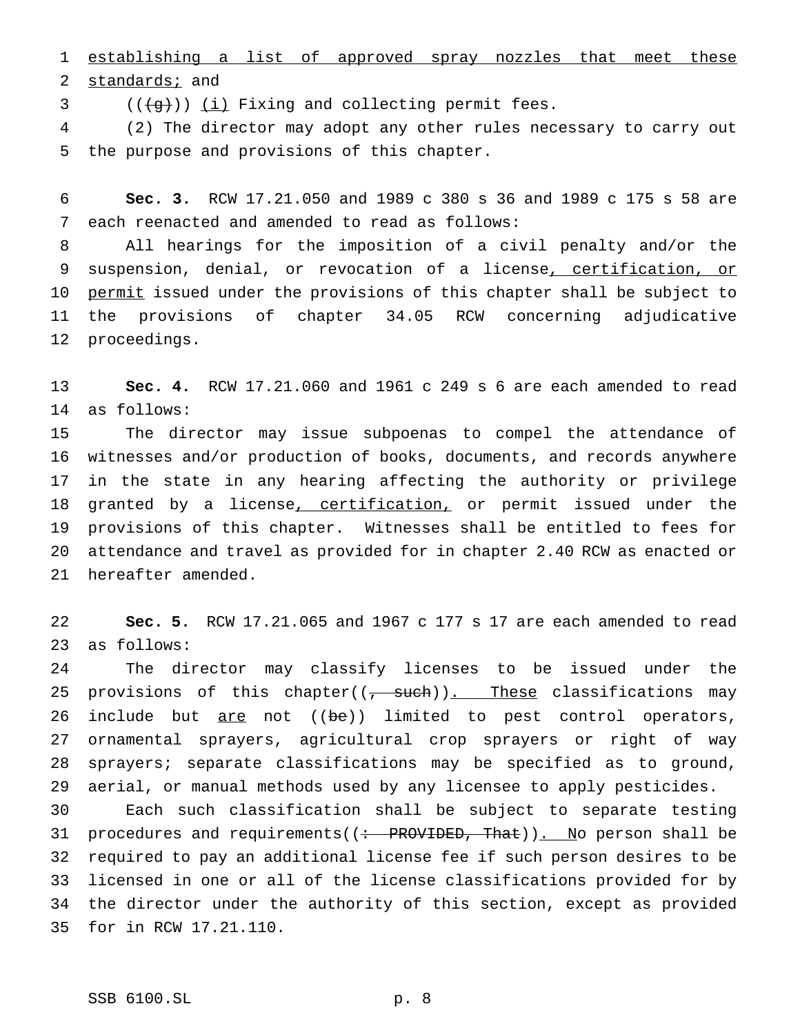establishing a list of approved spray nozzles that meet these standards; and

((~~(g)~~)) (i) Fixing and collecting permit fees.

(2) The director may adopt any other rules necessary to carry out the purpose and provisions of this chapter.

**Sec. 3.** RCW 17.21.050 and 1989 c 380 s 36 and 1989 c 175 s 58 are each reenacted and amended to read as follows:

All hearings for the imposition of a civil penalty and/or the suspension, denial, or revocation of a license, certification, or permit issued under the provisions of this chapter shall be subject to the provisions of chapter 34.05 RCW concerning adjudicative proceedings.

**Sec. 4.** RCW 17.21.060 and 1961 c 249 s 6 are each amended to read as follows:

The director may issue subpoenas to compel the attendance of witnesses and/or production of books, documents, and records anywhere in the state in any hearing affecting the authority or privilege granted by a license, certification, or permit issued under the provisions of this chapter. Witnesses shall be entitled to fees for attendance and travel as provided for in chapter 2.40 RCW as enacted or hereafter amended.

**Sec. 5.** RCW 17.21.065 and 1967 c 177 s 17 are each amended to read as follows:

The director may classify licenses to be issued under the provisions of this chapter((~~, such~~)). These classifications may include but are not ((~~be~~)) limited to pest control operators, ornamental sprayers, agricultural crop sprayers or right of way sprayers; separate classifications may be specified as to ground, aerial, or manual methods used by any licensee to apply pesticides.

Each such classification shall be subject to separate testing procedures and requirements((~~: PROVIDED, That~~)). No person shall be required to pay an additional license fee if such person desires to be licensed in one or all of the license classifications provided for by the director under the authority of this section, except as provided for in RCW 17.21.110.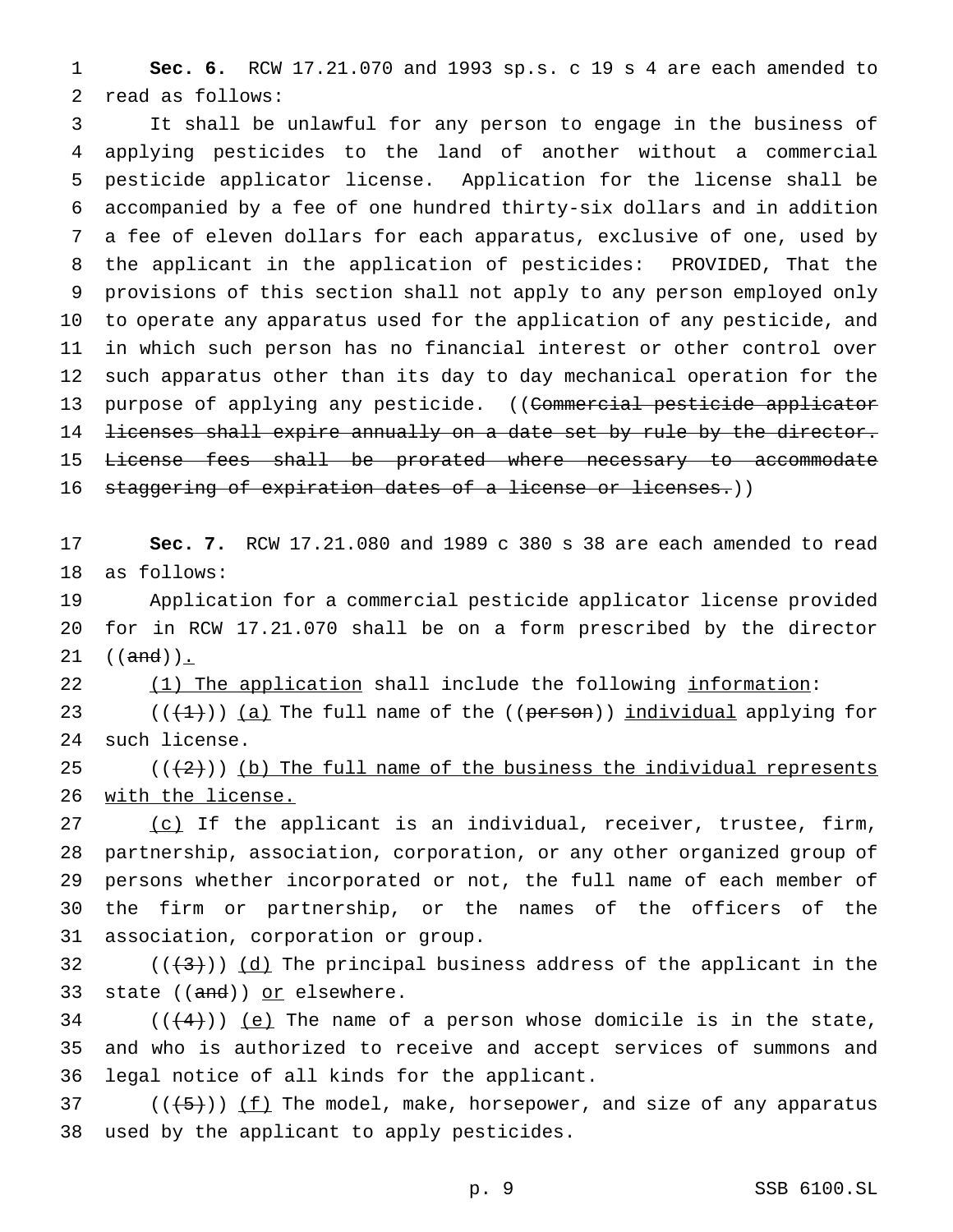**Sec. 6.** RCW 17.21.070 and 1993 sp.s. c 19 s 4 are each amended to read as follows:

It shall be unlawful for any person to engage in the business of applying pesticides to the land of another without a commercial pesticide applicator license. Application for the license shall be accompanied by a fee of one hundred thirty-six dollars and in addition a fee of eleven dollars for each apparatus, exclusive of one, used by the applicant in the application of pesticides: PROVIDED, That the provisions of this section shall not apply to any person employed only to operate any apparatus used for the application of any pesticide, and in which such person has no financial interest or other control over such apparatus other than its day to day mechanical operation for the purpose of applying any pesticide. ((~~Commercial pesticide applicator licenses shall expire annually on a date set by rule by the director. License fees shall be prorated where necessary to accommodate staggering of expiration dates of a license or licenses.~~))

**Sec. 7.** RCW 17.21.080 and 1989 c 380 s 38 are each amended to read as follows:

Application for a commercial pesticide applicator license provided for in RCW 17.21.070 shall be on a form prescribed by the director ((~~and~~))<u>.</u>

<u>(1) The application</u> shall include the following <u>information</u>:

((~~(1)~~)) <u>(a)</u> The full name of the ((~~person~~)) <u>individual</u> applying for such license.

((~~(2)~~)) <u>(b) The full name of the business the individual represents with the license.</u>

<u>(c)</u> If the applicant is an individual, receiver, trustee, firm, partnership, association, corporation, or any other organized group of persons whether incorporated or not, the full name of each member of the firm or partnership, or the names of the officers of the association, corporation or group.

((~~(3)~~)) <u>(d)</u> The principal business address of the applicant in the state ((~~and~~)) <u>or</u> elsewhere.

((~~(4)~~)) <u>(e)</u> The name of a person whose domicile is in the state, and who is authorized to receive and accept services of summons and legal notice of all kinds for the applicant.

((~~(5)~~)) <u>(f)</u> The model, make, horsepower, and size of any apparatus used by the applicant to apply pesticides.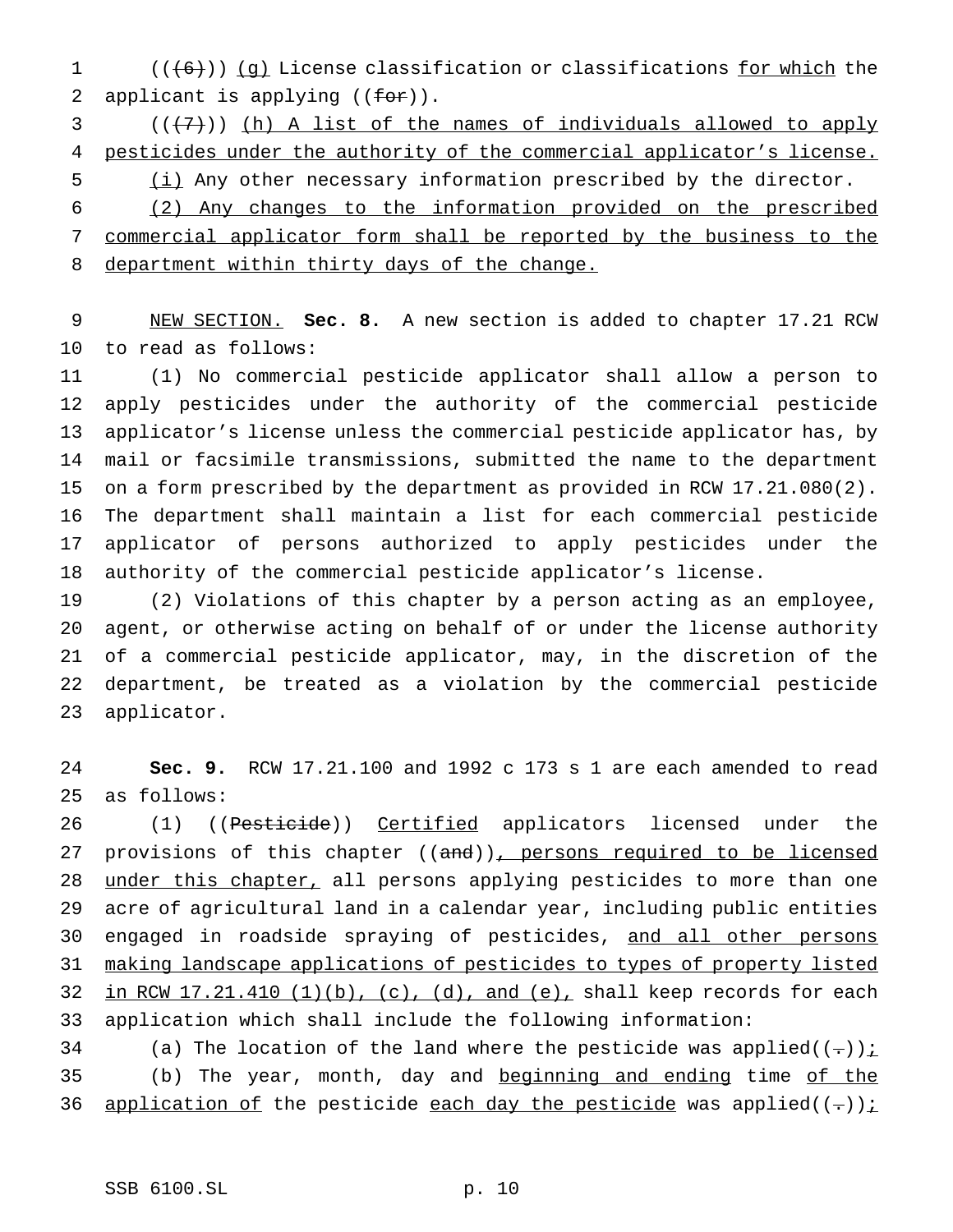(((6))) (g) License classification or classifications for which the applicant is applying ((for)).

(((7))) (h) A list of the names of individuals allowed to apply pesticides under the authority of the commercial applicator's license.

(i) Any other necessary information prescribed by the director.

(2) Any changes to the information provided on the prescribed commercial applicator form shall be reported by the business to the department within thirty days of the change.

NEW SECTION. **Sec. 8.** A new section is added to chapter 17.21 RCW to read as follows:

(1) No commercial pesticide applicator shall allow a person to apply pesticides under the authority of the commercial pesticide applicator's license unless the commercial pesticide applicator has, by mail or facsimile transmissions, submitted the name to the department on a form prescribed by the department as provided in RCW 17.21.080(2). The department shall maintain a list for each commercial pesticide applicator of persons authorized to apply pesticides under the authority of the commercial pesticide applicator's license.

(2) Violations of this chapter by a person acting as an employee, agent, or otherwise acting on behalf of or under the license authority of a commercial pesticide applicator, may, in the discretion of the department, be treated as a violation by the commercial pesticide applicator.

**Sec. 9.** RCW 17.21.100 and 1992 c 173 s 1 are each amended to read as follows:

(1) ((Pesticide)) Certified applicators licensed under the provisions of this chapter ((and)), persons required to be licensed under this chapter, all persons applying pesticides to more than one acre of agricultural land in a calendar year, including public entities engaged in roadside spraying of pesticides, and all other persons making landscape applications of pesticides to types of property listed in RCW 17.21.410 (1)(b), (c), (d), and (e), shall keep records for each application which shall include the following information:

(a) The location of the land where the pesticide was applied((.));

(b) The year, month, day and beginning and ending time of the application of the pesticide each day the pesticide was applied((.));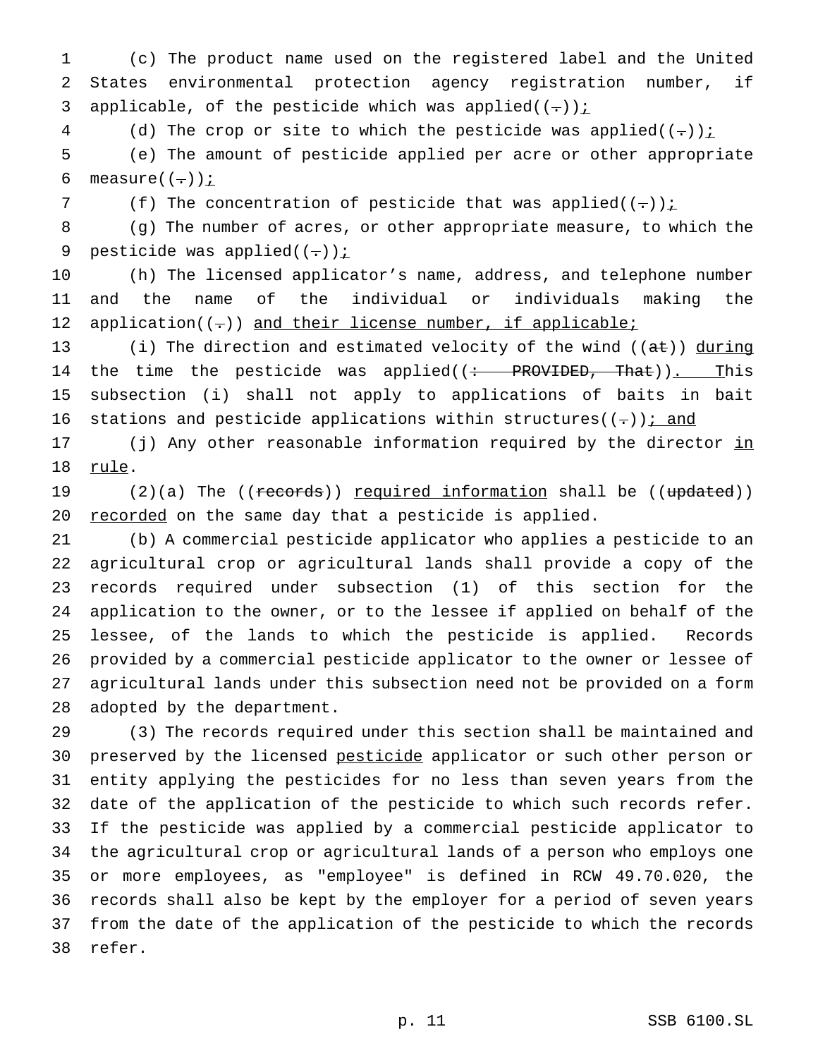(c) The product name used on the registered label and the United States environmental protection agency registration number, if applicable, of the pesticide which was applied((.));

(d) The crop or site to which the pesticide was applied((.));

(e) The amount of pesticide applied per acre or other appropriate measure((.));

(f) The concentration of pesticide that was applied((.));

(g) The number of acres, or other appropriate measure, to which the pesticide was applied((.));

(h) The licensed applicator's name, address, and telephone number and the name of the individual or individuals making the application((.)) and their license number, if applicable;

(i) The direction and estimated velocity of the wind ((at)) during the time the pesticide was applied((: PROVIDED, That)). This subsection (i) shall not apply to applications of baits in bait stations and pesticide applications within structures((.)); and

(j) Any other reasonable information required by the director in rule.

(2)(a) The ((records)) required information shall be ((updated)) recorded on the same day that a pesticide is applied.

(b) A commercial pesticide applicator who applies a pesticide to an agricultural crop or agricultural lands shall provide a copy of the records required under subsection (1) of this section for the application to the owner, or to the lessee if applied on behalf of the lessee, of the lands to which the pesticide is applied. Records provided by a commercial pesticide applicator to the owner or lessee of agricultural lands under this subsection need not be provided on a form adopted by the department.

(3) The records required under this section shall be maintained and preserved by the licensed pesticide applicator or such other person or entity applying the pesticides for no less than seven years from the date of the application of the pesticide to which such records refer. If the pesticide was applied by a commercial pesticide applicator to the agricultural crop or agricultural lands of a person who employs one or more employees, as "employee" is defined in RCW 49.70.020, the records shall also be kept by the employer for a period of seven years from the date of the application of the pesticide to which the records refer.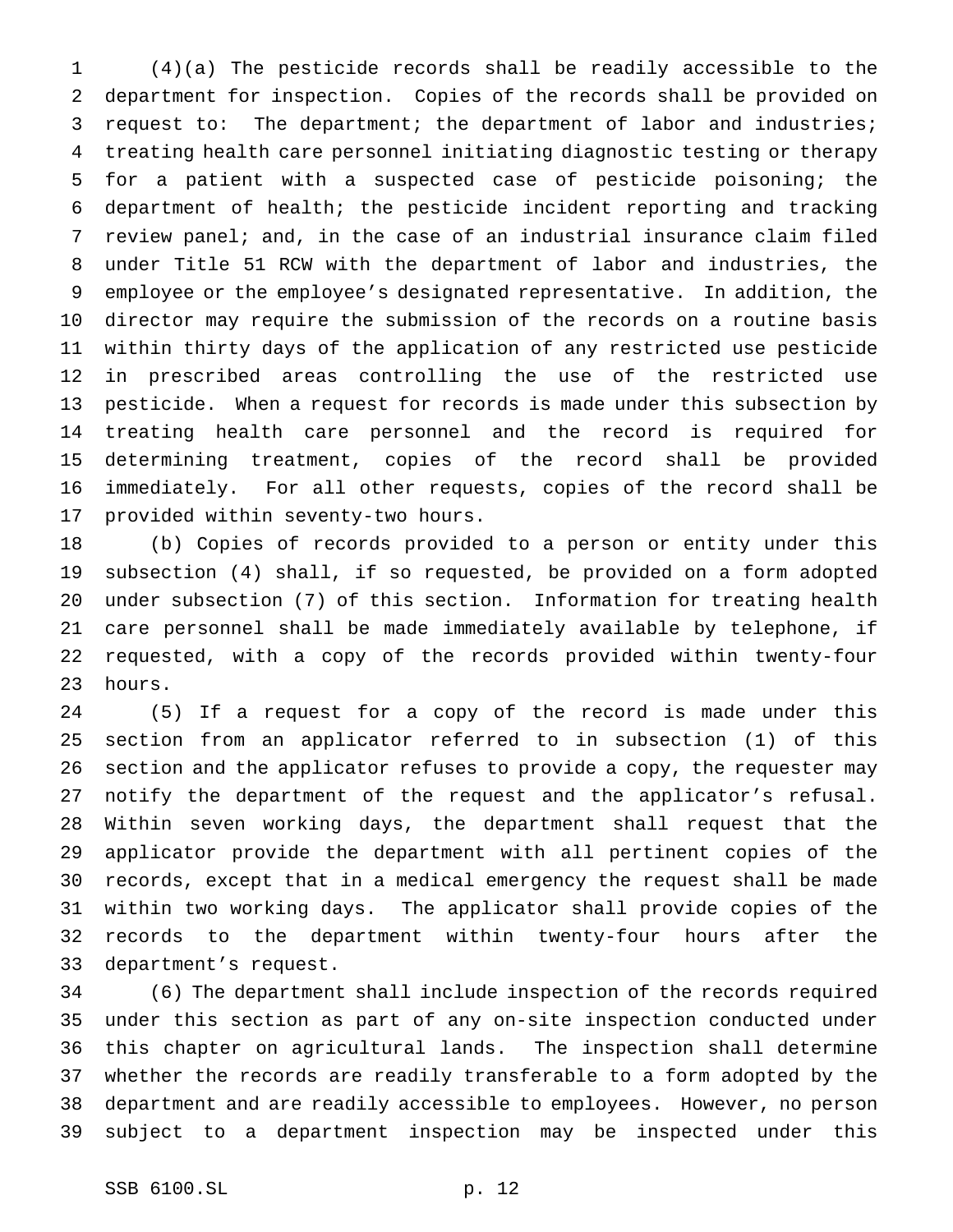(4)(a) The pesticide records shall be readily accessible to the department for inspection. Copies of the records shall be provided on request to: The department; the department of labor and industries; treating health care personnel initiating diagnostic testing or therapy for a patient with a suspected case of pesticide poisoning; the department of health; the pesticide incident reporting and tracking review panel; and, in the case of an industrial insurance claim filed under Title 51 RCW with the department of labor and industries, the employee or the employee's designated representative. In addition, the director may require the submission of the records on a routine basis within thirty days of the application of any restricted use pesticide in prescribed areas controlling the use of the restricted use pesticide. When a request for records is made under this subsection by treating health care personnel and the record is required for determining treatment, copies of the record shall be provided immediately. For all other requests, copies of the record shall be provided within seventy-two hours.

(b) Copies of records provided to a person or entity under this subsection (4) shall, if so requested, be provided on a form adopted under subsection (7) of this section. Information for treating health care personnel shall be made immediately available by telephone, if requested, with a copy of the records provided within twenty-four hours.

(5) If a request for a copy of the record is made under this section from an applicator referred to in subsection (1) of this section and the applicator refuses to provide a copy, the requester may notify the department of the request and the applicator's refusal. Within seven working days, the department shall request that the applicator provide the department with all pertinent copies of the records, except that in a medical emergency the request shall be made within two working days. The applicator shall provide copies of the records to the department within twenty-four hours after the department's request.

(6) The department shall include inspection of the records required under this section as part of any on-site inspection conducted under this chapter on agricultural lands. The inspection shall determine whether the records are readily transferable to a form adopted by the department and are readily accessible to employees. However, no person subject to a department inspection may be inspected under this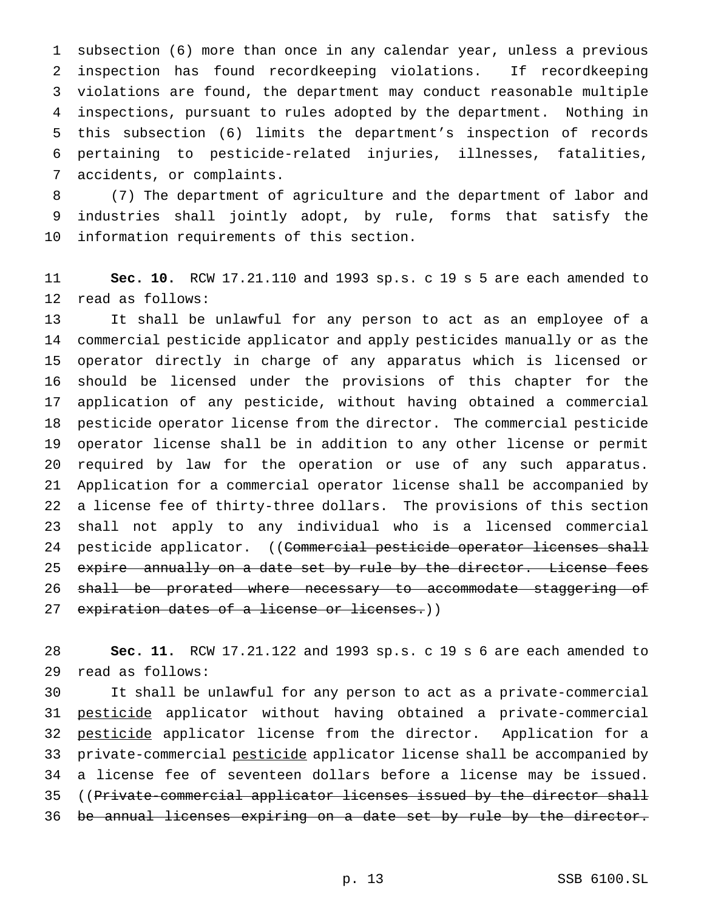subsection (6) more than once in any calendar year, unless a previous inspection has found recordkeeping violations. If recordkeeping violations are found, the department may conduct reasonable multiple inspections, pursuant to rules adopted by the department. Nothing in this subsection (6) limits the department's inspection of records pertaining to pesticide-related injuries, illnesses, fatalities, accidents, or complaints.

(7) The department of agriculture and the department of labor and industries shall jointly adopt, by rule, forms that satisfy the information requirements of this section.

**Sec. 10.** RCW 17.21.110 and 1993 sp.s. c 19 s 5 are each amended to read as follows:

It shall be unlawful for any person to act as an employee of a commercial pesticide applicator and apply pesticides manually or as the operator directly in charge of any apparatus which is licensed or should be licensed under the provisions of this chapter for the application of any pesticide, without having obtained a commercial pesticide operator license from the director. The commercial pesticide operator license shall be in addition to any other license or permit required by law for the operation or use of any such apparatus. Application for a commercial operator license shall be accompanied by a license fee of thirty-three dollars. The provisions of this section shall not apply to any individual who is a licensed commercial pesticide applicator. ((~~Commercial pesticide operator licenses shall expire annually on a date set by rule by the director. License fees shall be prorated where necessary to accommodate staggering of expiration dates of a license or licenses.~~))

**Sec. 11.** RCW 17.21.122 and 1993 sp.s. c 19 s 6 are each amended to read as follows:

It shall be unlawful for any person to act as a private-commercial <u>pesticide</u> applicator without having obtained a private-commercial <u>pesticide</u> applicator license from the director. Application for a private-commercial <u>pesticide</u> applicator license shall be accompanied by a license fee of seventeen dollars before a license may be issued. ((~~Private-commercial applicator licenses issued by the director shall be annual licenses expiring on a date set by rule by the director.~~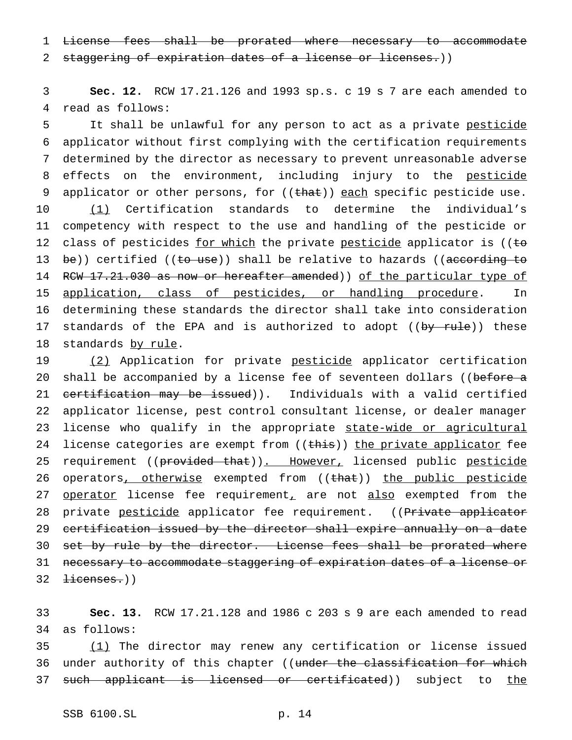~~License fees shall be prorated where necessary to accommodate staggering of expiration dates of a license or licenses.~~))

**Sec. 12.** RCW 17.21.126 and 1993 sp.s. c 19 s 7 are each amended to read as follows:

It shall be unlawful for any person to act as a private <u>pesticide</u> applicator without first complying with the certification requirements determined by the director as necessary to prevent unreasonable adverse effects on the environment, including injury to the <u>pesticide</u> applicator or other persons, for ((~~that~~)) <u>each</u> specific pesticide use.

<u>(1)</u> Certification standards to determine the individual's competency with respect to the use and handling of the pesticide or class of pesticides <u>for which</u> the private <u>pesticide</u> applicator is ((~~to be~~)) certified ((~~to use~~)) shall be relative to hazards ((~~according to RCW 17.21.030 as now or hereafter amended~~)) <u>of the particular type of application, class of pesticides, or handling procedure</u>. In determining these standards the director shall take into consideration standards of the EPA and is authorized to adopt ((~~by rule~~)) these standards <u>by rule</u>.

<u>(2)</u> Application for private <u>pesticide</u> applicator certification shall be accompanied by a license fee of seventeen dollars ((~~before a certification may be issued~~)). Individuals with a valid certified applicator license, pest control consultant license, or dealer manager license who qualify in the appropriate <u>state-wide or agricultural</u> license categories are exempt from ((~~this~~)) <u>the private applicator</u> fee requirement ((~~provided that~~))<u>. However,</u> licensed public <u>pesticide</u> operators<u>, otherwise</u> exempted from ((~~that~~)) <u>the public pesticide operator</u> license fee requirement<u>,</u> are not <u>also</u> exempted from the private <u>pesticide</u> applicator fee requirement. ((~~Private applicator certification issued by the director shall expire annually on a date set by rule by the director. License fees shall be prorated where necessary to accommodate staggering of expiration dates of a license or licenses.~~))

**Sec. 13.** RCW 17.21.128 and 1986 c 203 s 9 are each amended to read as follows:

<u>(1)</u> The director may renew any certification or license issued under authority of this chapter ((~~under the classification for which such applicant is licensed or certificated~~)) subject to <u>the</u>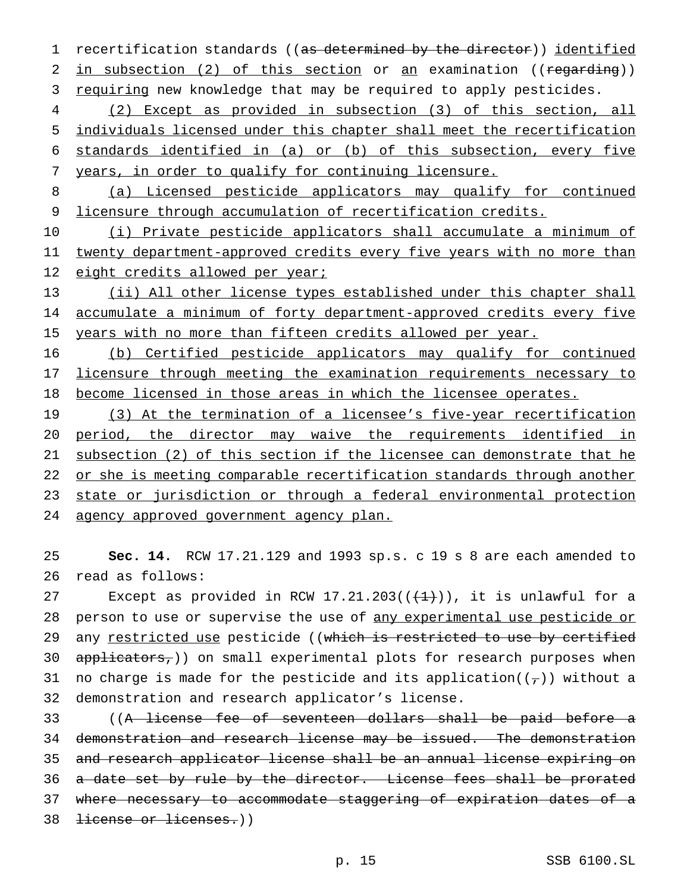recertification standards ((~~as determined by the director~~)) <u>identified in subsection (2) of this section</u> or <u>an</u> examination ((~~regarding~~)) <u>requiring</u> new knowledge that may be required to apply pesticides.

<u>(2) Except as provided in subsection (3) of this section, all individuals licensed under this chapter shall meet the recertification standards identified in (a) or (b) of this subsection, every five years, in order to qualify for continuing licensure.</u>

<u>(a) Licensed pesticide applicators may qualify for continued licensure through accumulation of recertification credits.</u>

<u>(i) Private pesticide applicators shall accumulate a minimum of twenty department-approved credits every five years with no more than eight credits allowed per year;</u>

<u>(ii) All other license types established under this chapter shall accumulate a minimum of forty department-approved credits every five years with no more than fifteen credits allowed per year.</u>

<u>(b) Certified pesticide applicators may qualify for continued licensure through meeting the examination requirements necessary to become licensed in those areas in which the licensee operates.</u>

<u>(3) At the termination of a licensee's five-year recertification period, the director may waive the requirements identified in subsection (2) of this section if the licensee can demonstrate that he or she is meeting comparable recertification standards through another state or jurisdiction or through a federal environmental protection agency approved government agency plan.</u>

**Sec. 14.** RCW 17.21.129 and 1993 sp.s. c 19 s 8 are each amended to read as follows:

Except as provided in RCW 17.21.203((~~(1)~~)), it is unlawful for a person to use or supervise the use of <u>any experimental use pesticide or</u> any <u>restricted use</u> pesticide ((~~which is restricted to use by certified applicators,~~)) on small experimental plots for research purposes when no charge is made for the pesticide and its application((~~,~~)) without a demonstration and research applicator's license.

((~~A license fee of seventeen dollars shall be paid before a demonstration and research license may be issued. The demonstration and research applicator license shall be an annual license expiring on a date set by rule by the director. License fees shall be prorated where necessary to accommodate staggering of expiration dates of a license or licenses.~~))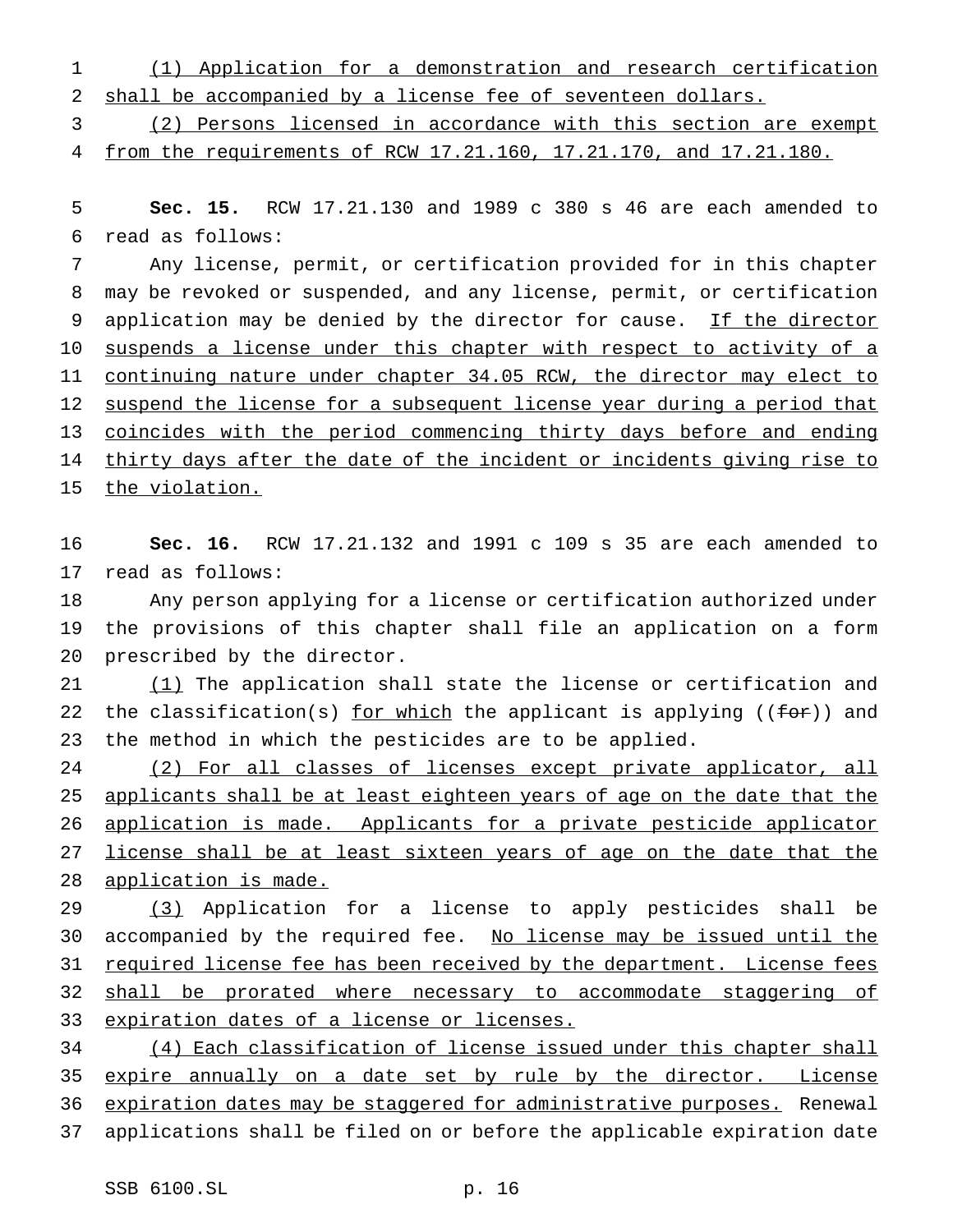(1) Application for a demonstration and research certification shall be accompanied by a license fee of seventeen dollars.

(2) Persons licensed in accordance with this section are exempt from the requirements of RCW 17.21.160, 17.21.170, and 17.21.180.

**Sec. 15.** RCW 17.21.130 and 1989 c 380 s 46 are each amended to read as follows:

Any license, permit, or certification provided for in this chapter may be revoked or suspended, and any license, permit, or certification application may be denied by the director for cause. If the director suspends a license under this chapter with respect to activity of a continuing nature under chapter 34.05 RCW, the director may elect to suspend the license for a subsequent license year during a period that coincides with the period commencing thirty days before and ending thirty days after the date of the incident or incidents giving rise to the violation.

**Sec. 16.** RCW 17.21.132 and 1991 c 109 s 35 are each amended to read as follows:

Any person applying for a license or certification authorized under the provisions of this chapter shall file an application on a form prescribed by the director.

(1) The application shall state the license or certification and the classification(s) for which the applicant is applying ((~~for~~)) and the method in which the pesticides are to be applied.

(2) For all classes of licenses except private applicator, all applicants shall be at least eighteen years of age on the date that the application is made. Applicants for a private pesticide applicator license shall be at least sixteen years of age on the date that the application is made.

(3) Application for a license to apply pesticides shall be accompanied by the required fee. No license may be issued until the required license fee has been received by the department. License fees shall be prorated where necessary to accommodate staggering of expiration dates of a license or licenses.

(4) Each classification of license issued under this chapter shall expire annually on a date set by rule by the director. License expiration dates may be staggered for administrative purposes. Renewal applications shall be filed on or before the applicable expiration date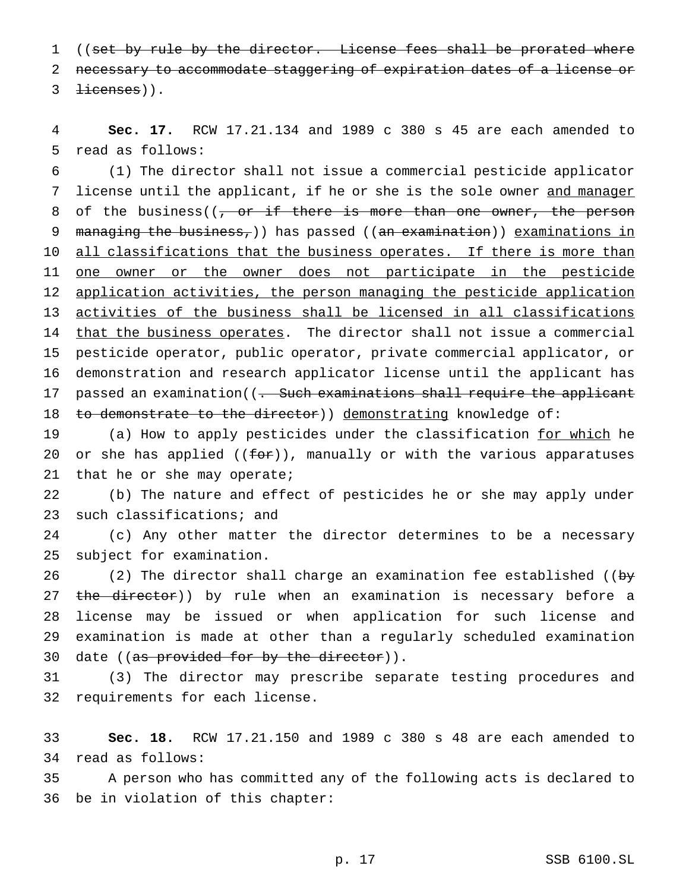((~~set by rule by the director. License fees shall be prorated where necessary to accommodate staggering of expiration dates of a license or licenses~~)).

**Sec. 17.** RCW 17.21.134 and 1989 c 380 s 45 are each amended to read as follows:

(1) The director shall not issue a commercial pesticide applicator license until the applicant, if he or she is the sole owner <u>and manager</u> of the business((~~, or if there is more than one owner, the person managing the business,~~)) has passed ((~~an examination~~)) <u>examinations in all classifications that the business operates. If there is more than one owner or the owner does not participate in the pesticide application activities, the person managing the pesticide application activities of the business shall be licensed in all classifications that the business operates</u>. The director shall not issue a commercial pesticide operator, public operator, private commercial applicator, or demonstration and research applicator license until the applicant has passed an examination((~~. Such examinations shall require the applicant to demonstrate to the director~~)) <u>demonstrating</u> knowledge of:

(a) How to apply pesticides under the classification <u>for which</u> he or she has applied ((~~for~~)), manually or with the various apparatuses that he or she may operate;

(b) The nature and effect of pesticides he or she may apply under such classifications; and

(c) Any other matter the director determines to be a necessary subject for examination.

(2) The director shall charge an examination fee established ((~~by the director~~)) by rule when an examination is necessary before a license may be issued or when application for such license and examination is made at other than a regularly scheduled examination date ((~~as provided for by the director~~)).

(3) The director may prescribe separate testing procedures and requirements for each license.

**Sec. 18.** RCW 17.21.150 and 1989 c 380 s 48 are each amended to read as follows:

A person who has committed any of the following acts is declared to be in violation of this chapter: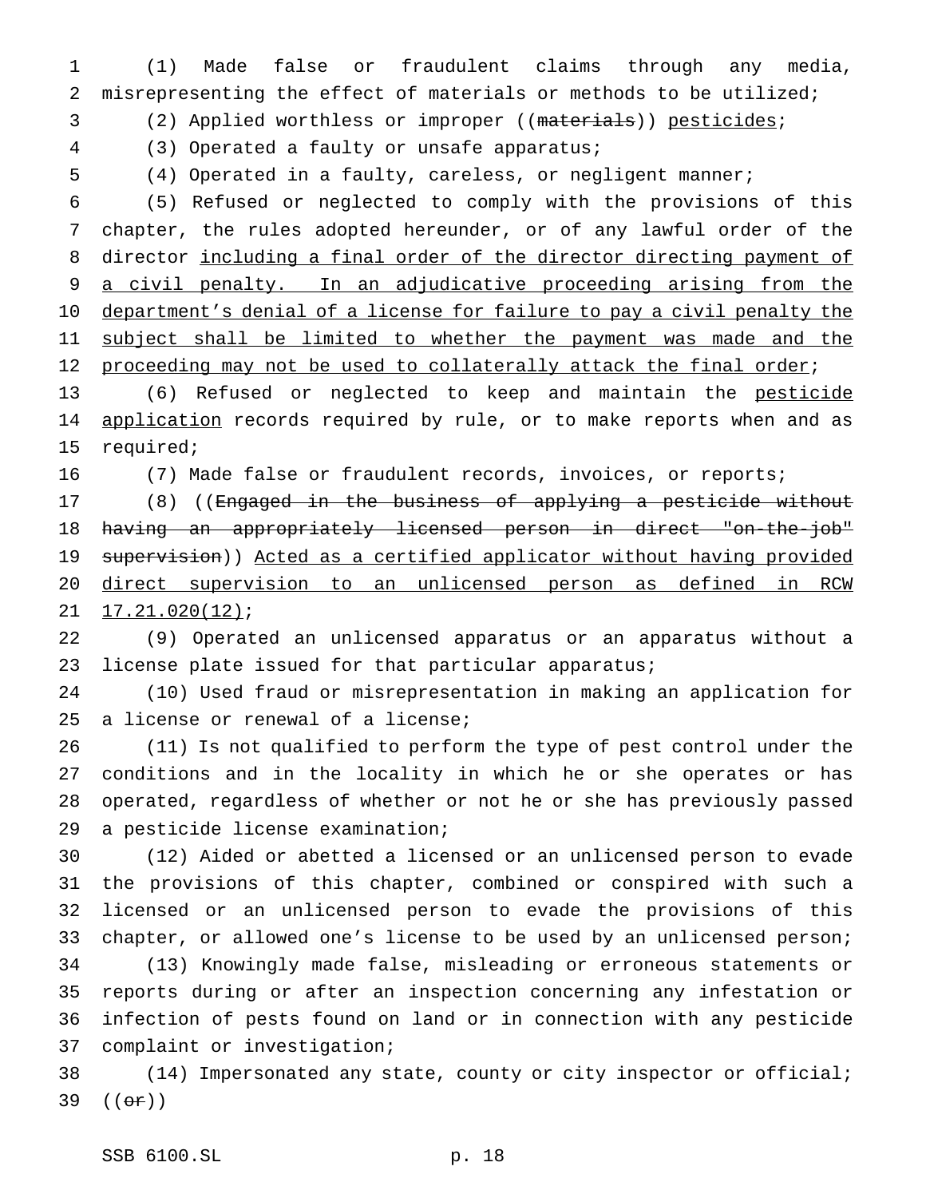(1) Made false or fraudulent claims through any media, misrepresenting the effect of materials or methods to be utilized;

(2) Applied worthless or improper ((~~materials~~)) pesticides;

(3) Operated a faulty or unsafe apparatus;

(4) Operated in a faulty, careless, or negligent manner;

(5) Refused or neglected to comply with the provisions of this chapter, the rules adopted hereunder, or of any lawful order of the director including a final order of the director directing payment of a civil penalty. In an adjudicative proceeding arising from the department's denial of a license for failure to pay a civil penalty the subject shall be limited to whether the payment was made and the proceeding may not be used to collaterally attack the final order;

(6) Refused or neglected to keep and maintain the pesticide application records required by rule, or to make reports when and as required;

(7) Made false or fraudulent records, invoices, or reports;

(8) ((~~Engaged in the business of applying a pesticide without having an appropriately licensed person in direct "on-the-job" supervision~~)) Acted as a certified applicator without having provided direct supervision to an unlicensed person as defined in RCW 17.21.020(12);

(9) Operated an unlicensed apparatus or an apparatus without a license plate issued for that particular apparatus;

(10) Used fraud or misrepresentation in making an application for a license or renewal of a license;

(11) Is not qualified to perform the type of pest control under the conditions and in the locality in which he or she operates or has operated, regardless of whether or not he or she has previously passed a pesticide license examination;

(12) Aided or abetted a licensed or an unlicensed person to evade the provisions of this chapter, combined or conspired with such a licensed or an unlicensed person to evade the provisions of this chapter, or allowed one's license to be used by an unlicensed person;

(13) Knowingly made false, misleading or erroneous statements or reports during or after an inspection concerning any infestation or infection of pests found on land or in connection with any pesticide complaint or investigation;

(14) Impersonated any state, county or city inspector or official; ((~~or~~))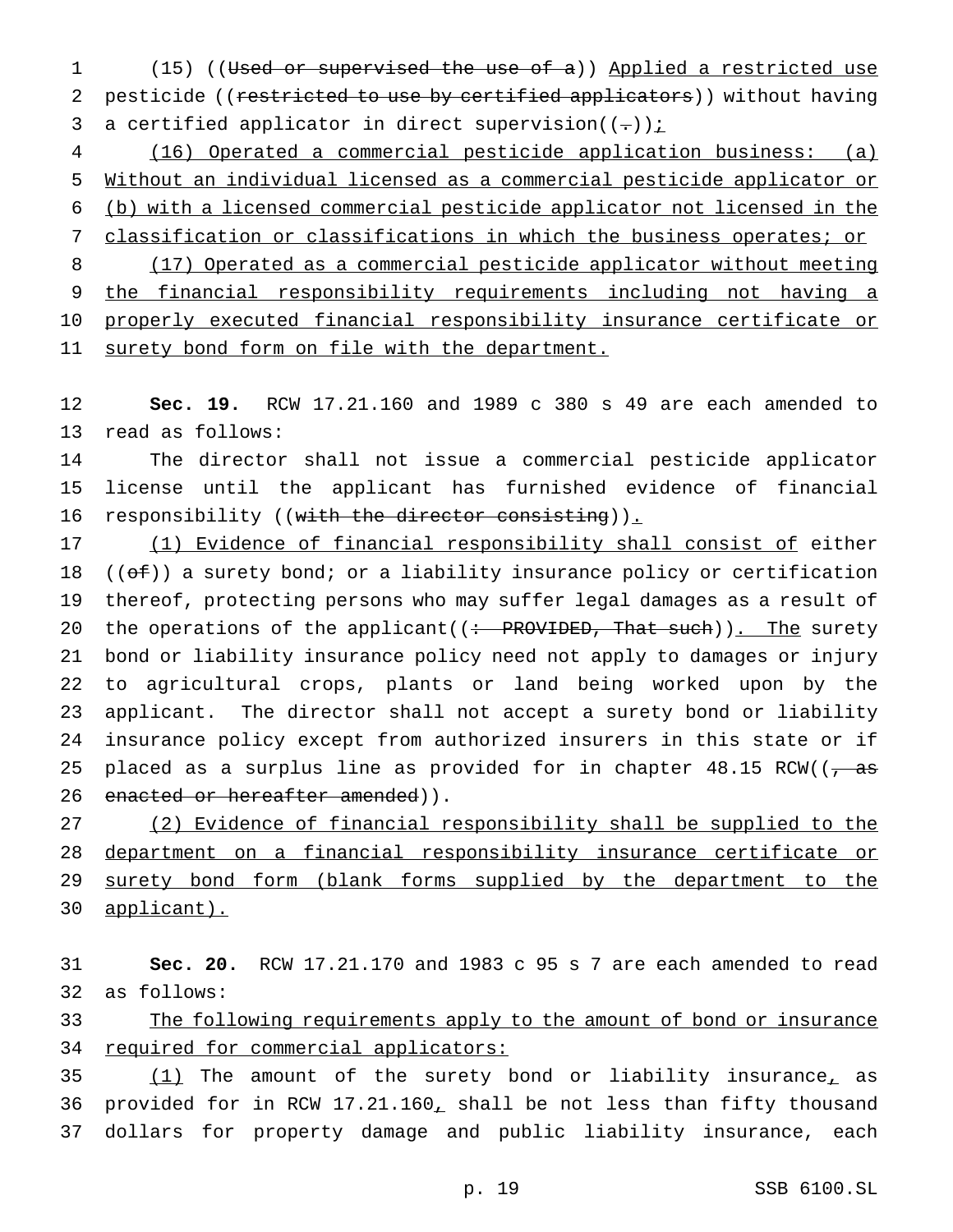(15) ((Used or supervised the use of a)) Applied a restricted use pesticide ((restricted to use by certified applicators)) without having a certified applicator in direct supervision((.));

(16) Operated a commercial pesticide application business: (a) Without an individual licensed as a commercial pesticide applicator or (b) with a licensed commercial pesticide applicator not licensed in the classification or classifications in which the business operates; or

(17) Operated as a commercial pesticide applicator without meeting the financial responsibility requirements including not having a properly executed financial responsibility insurance certificate or surety bond form on file with the department.

**Sec. 19.** RCW 17.21.160 and 1989 c 380 s 49 are each amended to read as follows:

The director shall not issue a commercial pesticide applicator license until the applicant has furnished evidence of financial responsibility ((with the director consisting)).

(1) Evidence of financial responsibility shall consist of either ((of)) a surety bond; or a liability insurance policy or certification thereof, protecting persons who may suffer legal damages as a result of the operations of the applicant((: PROVIDED, That such)). The surety bond or liability insurance policy need not apply to damages or injury to agricultural crops, plants or land being worked upon by the applicant. The director shall not accept a surety bond or liability insurance policy except from authorized insurers in this state or if placed as a surplus line as provided for in chapter 48.15 RCW((, as enacted or hereafter amended)).

(2) Evidence of financial responsibility shall be supplied to the department on a financial responsibility insurance certificate or surety bond form (blank forms supplied by the department to the applicant).

**Sec. 20.** RCW 17.21.170 and 1983 c 95 s 7 are each amended to read as follows:

The following requirements apply to the amount of bond or insurance required for commercial applicators:

(1) The amount of the surety bond or liability insurance, as provided for in RCW 17.21.160, shall be not less than fifty thousand dollars for property damage and public liability insurance, each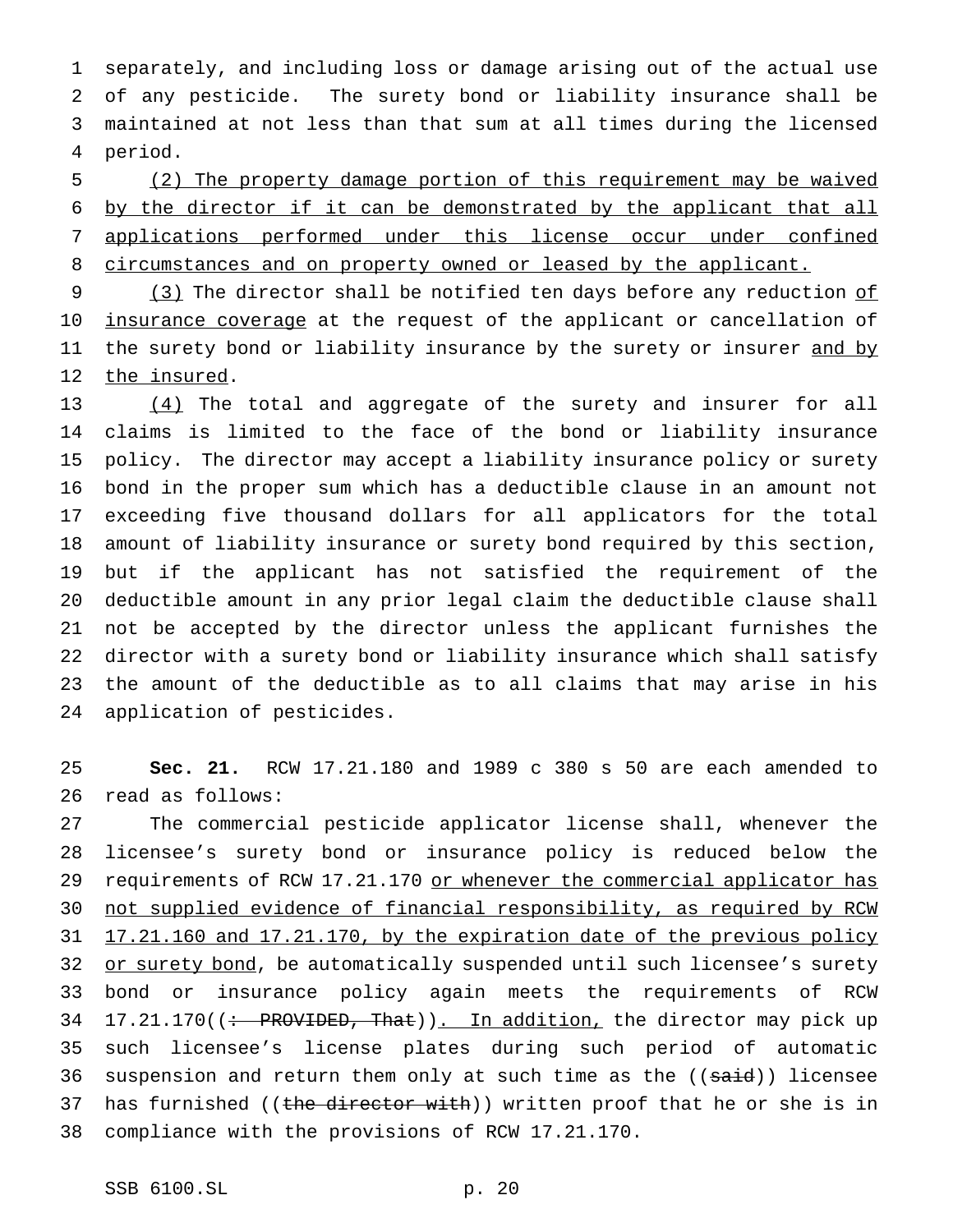separately, and including loss or damage arising out of the actual use of any pesticide. The surety bond or liability insurance shall be maintained at not less than that sum at all times during the licensed period.

<u>(2) The property damage portion of this requirement may be waived by the director if it can be demonstrated by the applicant that all applications performed under this license occur under confined circumstances and on property owned or leased by the applicant.</u>

<u>(3)</u> The director shall be notified ten days before any reduction <u>of insurance coverage</u> at the request of the applicant or cancellation of the surety bond or liability insurance by the surety or insurer <u>and by the insured</u>.

<u>(4)</u> The total and aggregate of the surety and insurer for all claims is limited to the face of the bond or liability insurance policy. The director may accept a liability insurance policy or surety bond in the proper sum which has a deductible clause in an amount not exceeding five thousand dollars for all applicators for the total amount of liability insurance or surety bond required by this section, but if the applicant has not satisfied the requirement of the deductible amount in any prior legal claim the deductible clause shall not be accepted by the director unless the applicant furnishes the director with a surety bond or liability insurance which shall satisfy the amount of the deductible as to all claims that may arise in his application of pesticides.

**Sec. 21.** RCW 17.21.180 and 1989 c 380 s 50 are each amended to read as follows:

The commercial pesticide applicator license shall, whenever the licensee's surety bond or insurance policy is reduced below the requirements of RCW 17.21.170 <u>or whenever the commercial applicator has not supplied evidence of financial responsibility, as required by RCW 17.21.160 and 17.21.170, by the expiration date of the previous policy or surety bond</u>, be automatically suspended until such licensee's surety bond or insurance policy again meets the requirements of RCW 17.21.170((~~: PROVIDED, That~~))<u>. In addition,</u> the director may pick up such licensee's license plates during such period of automatic suspension and return them only at such time as the ((~~said~~)) licensee has furnished ((~~the director with~~)) written proof that he or she is in compliance with the provisions of RCW 17.21.170.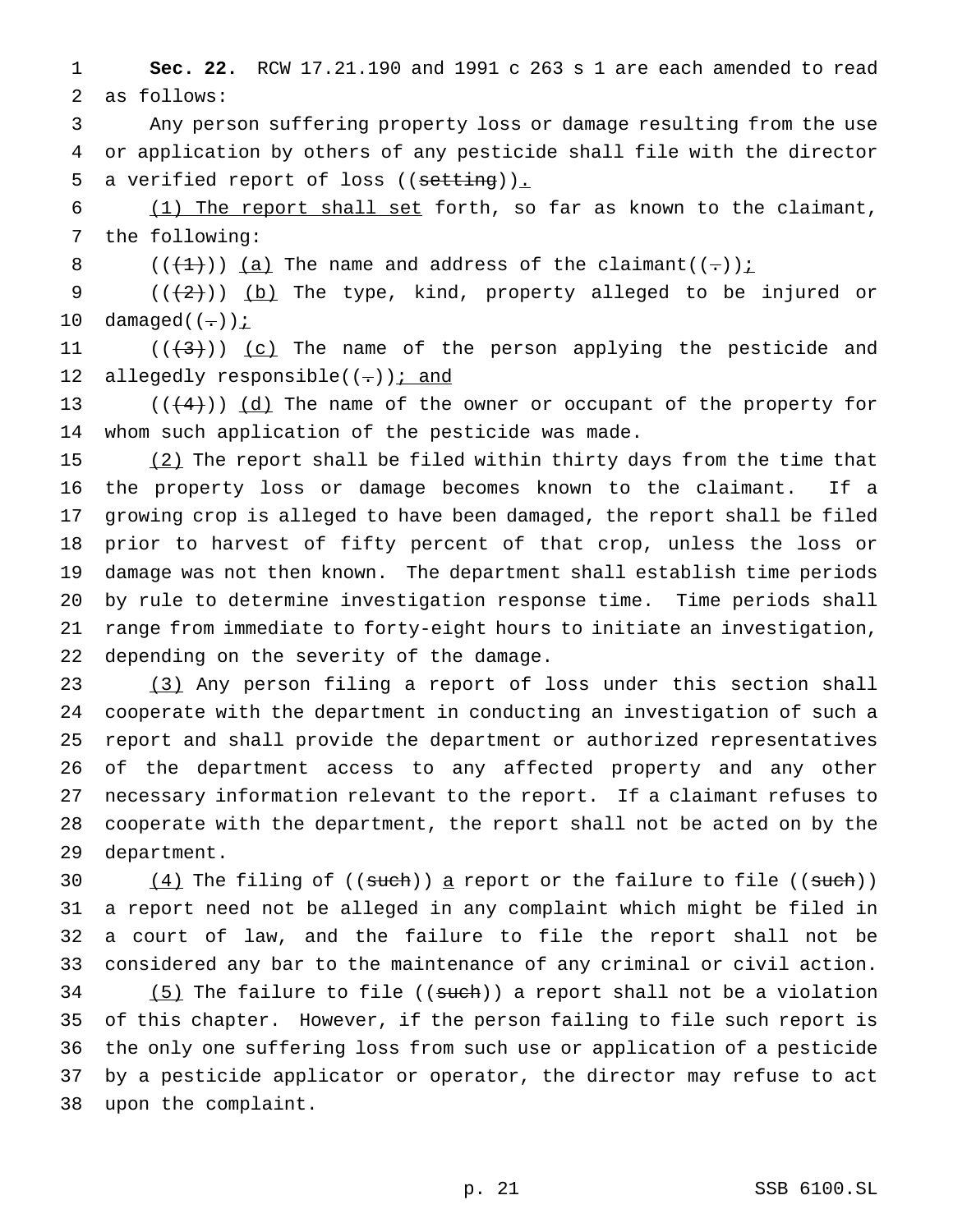**Sec. 22.** RCW 17.21.190 and 1991 c 263 s 1 are each amended to read as follows:

Any person suffering property loss or damage resulting from the use or application by others of any pesticide shall file with the director a verified report of loss ((~~setting~~)).

(1) The report shall set forth, so far as known to the claimant, the following:

((~~(1)~~)) (a) The name and address of the claimant((~~.~~));

((~~(2)~~)) (b) The type, kind, property alleged to be injured or damaged((~~.~~));

((~~(3)~~)) (c) The name of the person applying the pesticide and allegedly responsible((~~.~~)); and

((~~(4)~~)) (d) The name of the owner or occupant of the property for whom such application of the pesticide was made.

(2) The report shall be filed within thirty days from the time that the property loss or damage becomes known to the claimant. If a growing crop is alleged to have been damaged, the report shall be filed prior to harvest of fifty percent of that crop, unless the loss or damage was not then known. The department shall establish time periods by rule to determine investigation response time. Time periods shall range from immediate to forty-eight hours to initiate an investigation, depending on the severity of the damage.

(3) Any person filing a report of loss under this section shall cooperate with the department in conducting an investigation of such a report and shall provide the department or authorized representatives of the department access to any affected property and any other necessary information relevant to the report. If a claimant refuses to cooperate with the department, the report shall not be acted on by the department.

(4) The filing of ((~~such~~)) a report or the failure to file ((~~such~~)) a report need not be alleged in any complaint which might be filed in a court of law, and the failure to file the report shall not be considered any bar to the maintenance of any criminal or civil action.

(5) The failure to file ((~~such~~)) a report shall not be a violation of this chapter. However, if the person failing to file such report is the only one suffering loss from such use or application of a pesticide by a pesticide applicator or operator, the director may refuse to act upon the complaint.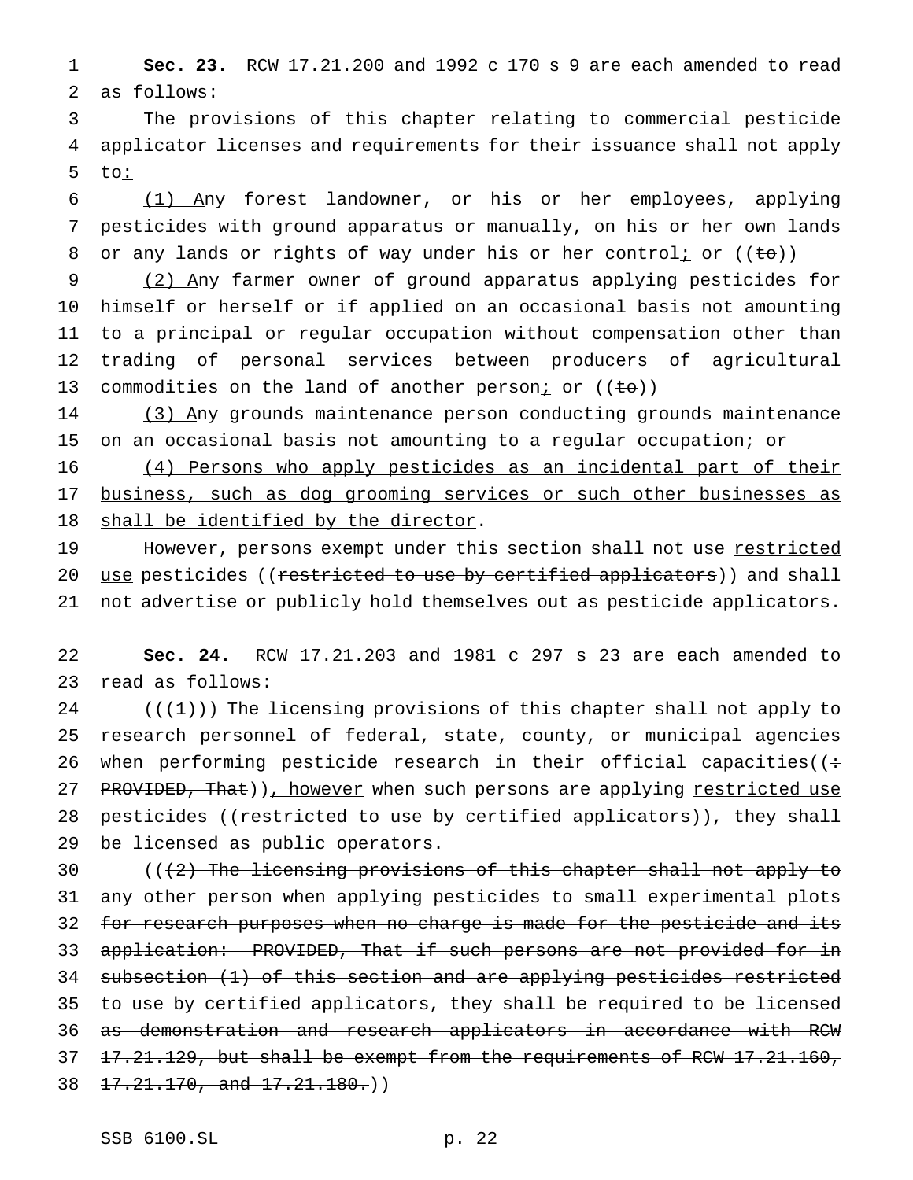**Sec. 23.** RCW 17.21.200 and 1992 c 170 s 9 are each amended to read as follows:

The provisions of this chapter relating to commercial pesticide applicator licenses and requirements for their issuance shall not apply to:

(1) Any forest landowner, or his or her employees, applying pesticides with ground apparatus or manually, on his or her own lands or any lands or rights of way under his or her control; or ((~~to~~))

(2) Any farmer owner of ground apparatus applying pesticides for himself or herself or if applied on an occasional basis not amounting to a principal or regular occupation without compensation other than trading of personal services between producers of agricultural commodities on the land of another person; or ((~~to~~))

(3) Any grounds maintenance person conducting grounds maintenance on an occasional basis not amounting to a regular occupation; or

(4) Persons who apply pesticides as an incidental part of their business, such as dog grooming services or such other businesses as shall be identified by the director.

However, persons exempt under this section shall not use restricted use pesticides ((~~restricted to use by certified applicators~~)) and shall not advertise or publicly hold themselves out as pesticide applicators.

**Sec. 24.** RCW 17.21.203 and 1981 c 297 s 23 are each amended to read as follows:

((~~(1)~~)) The licensing provisions of this chapter shall not apply to research personnel of federal, state, county, or municipal agencies when performing pesticide research in their official capacities((~~: PROVIDED, That~~)), however when such persons are applying restricted use pesticides ((~~restricted to use by certified applicators~~)), they shall be licensed as public operators.

((~~(2) The licensing provisions of this chapter shall not apply to any other person when applying pesticides to small experimental plots for research purposes when no charge is made for the pesticide and its application: PROVIDED, That if such persons are not provided for in subsection (1) of this section and are applying pesticides restricted to use by certified applicators, they shall be required to be licensed as demonstration and research applicators in accordance with RCW 17.21.129, but shall be exempt from the requirements of RCW 17.21.160, 17.21.170, and 17.21.180.~~))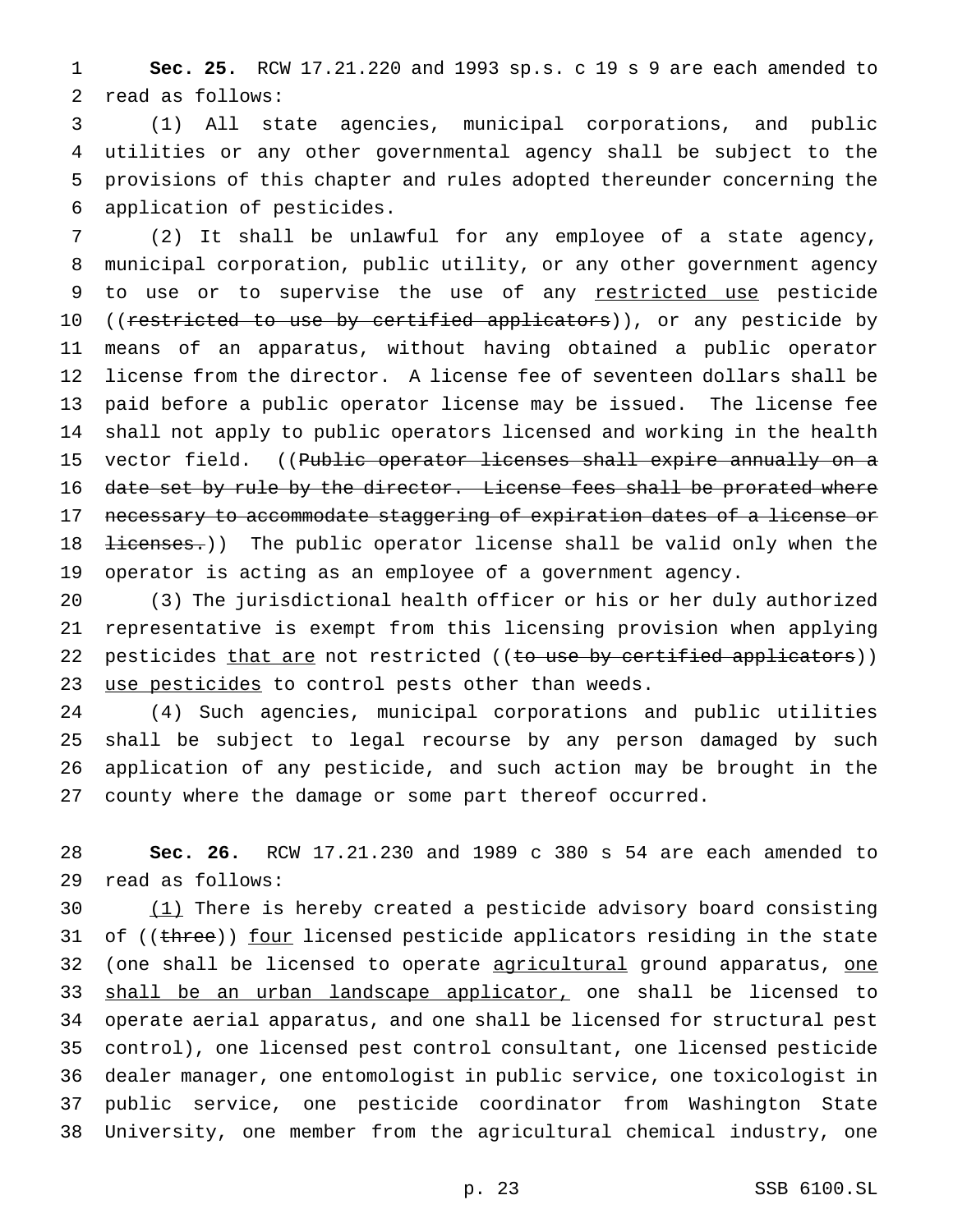**Sec. 25.** RCW 17.21.220 and 1993 sp.s. c 19 s 9 are each amended to read as follows:

(1) All state agencies, municipal corporations, and public utilities or any other governmental agency shall be subject to the provisions of this chapter and rules adopted thereunder concerning the application of pesticides.

(2) It shall be unlawful for any employee of a state agency, municipal corporation, public utility, or any other government agency to use or to supervise the use of any restricted use pesticide ((~~restricted to use by certified applicators~~)), or any pesticide by means of an apparatus, without having obtained a public operator license from the director. A license fee of seventeen dollars shall be paid before a public operator license may be issued. The license fee shall not apply to public operators licensed and working in the health vector field. ((~~Public operator licenses shall expire annually on a date set by rule by the director. License fees shall be prorated where necessary to accommodate staggering of expiration dates of a license or licenses.~~)) The public operator license shall be valid only when the operator is acting as an employee of a government agency.

(3) The jurisdictional health officer or his or her duly authorized representative is exempt from this licensing provision when applying pesticides that are not restricted ((~~to use by certified applicators~~)) use pesticides to control pests other than weeds.

(4) Such agencies, municipal corporations and public utilities shall be subject to legal recourse by any person damaged by such application of any pesticide, and such action may be brought in the county where the damage or some part thereof occurred.

**Sec. 26.** RCW 17.21.230 and 1989 c 380 s 54 are each amended to read as follows:

(1) There is hereby created a pesticide advisory board consisting of ((~~three~~)) four licensed pesticide applicators residing in the state (one shall be licensed to operate agricultural ground apparatus, one shall be an urban landscape applicator, one shall be licensed to operate aerial apparatus, and one shall be licensed for structural pest control), one licensed pest control consultant, one licensed pesticide dealer manager, one entomologist in public service, one toxicologist in public service, one pesticide coordinator from Washington State University, one member from the agricultural chemical industry, one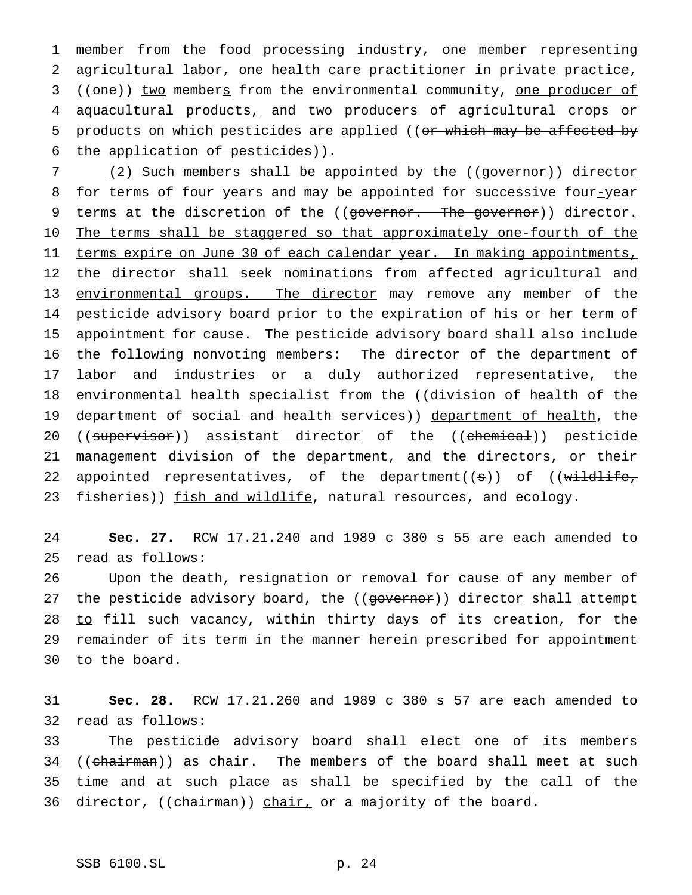member from the food processing industry, one member representing agricultural labor, one health care practitioner in private practice, ((one)) two members from the environmental community, one producer of aquacultural products, and two producers of agricultural crops or products on which pesticides are applied ((or which may be affected by the application of pesticides)).

(2) Such members shall be appointed by the ((governor)) director for terms of four years and may be appointed for successive four-year terms at the discretion of the ((governor. The governor)) director. The terms shall be staggered so that approximately one-fourth of the terms expire on June 30 of each calendar year. In making appointments, the director shall seek nominations from affected agricultural and environmental groups. The director may remove any member of the pesticide advisory board prior to the expiration of his or her term of appointment for cause. The pesticide advisory board shall also include the following nonvoting members: The director of the department of labor and industries or a duly authorized representative, the environmental health specialist from the ((division of health of the department of social and health services)) department of health, the ((supervisor)) assistant director of the ((chemical)) pesticide management division of the department, and the directors, or their appointed representatives, of the department((s)) of ((wildlife, fisheries)) fish and wildlife, natural resources, and ecology.

**Sec. 27.** RCW 17.21.240 and 1989 c 380 s 55 are each amended to read as follows:

Upon the death, resignation or removal for cause of any member of the pesticide advisory board, the ((governor)) director shall attempt to fill such vacancy, within thirty days of its creation, for the remainder of its term in the manner herein prescribed for appointment to the board.

**Sec. 28.** RCW 17.21.260 and 1989 c 380 s 57 are each amended to read as follows:

The pesticide advisory board shall elect one of its members ((chairman)) as chair. The members of the board shall meet at such time and at such place as shall be specified by the call of the director, ((chairman)) chair, or a majority of the board.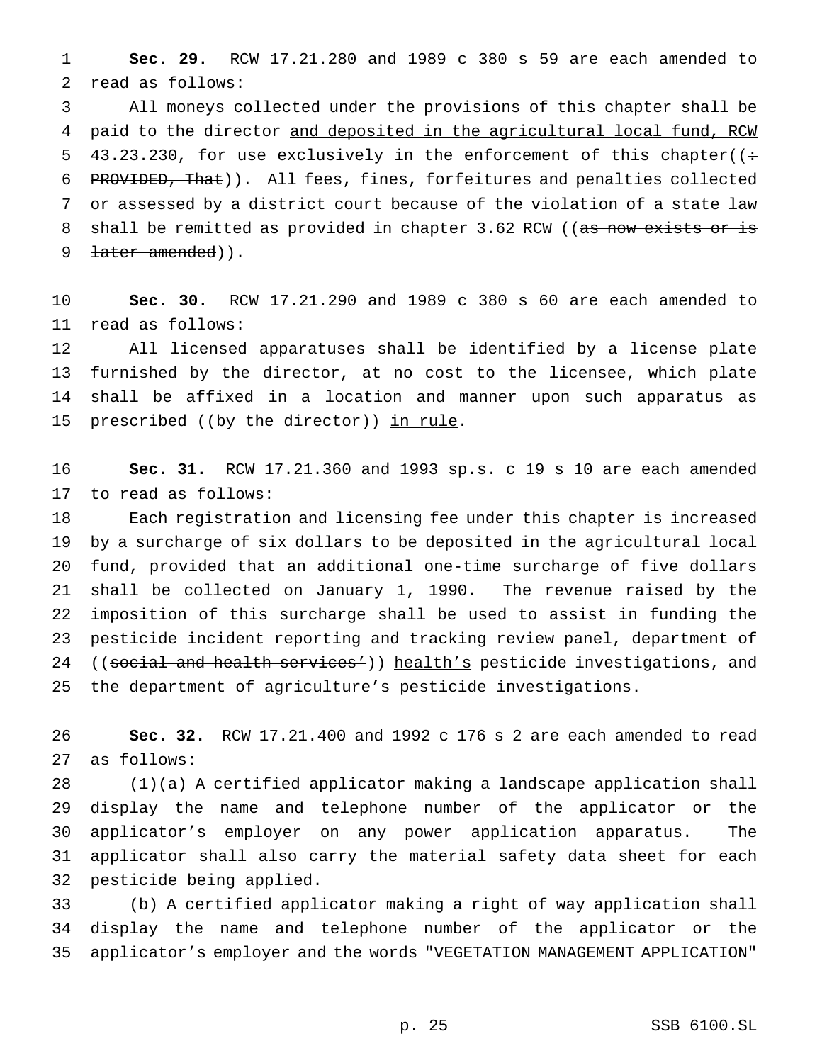**Sec. 29.** RCW 17.21.280 and 1989 c 380 s 59 are each amended to read as follows:

All moneys collected under the provisions of this chapter shall be paid to the director and deposited in the agricultural local fund, RCW 43.23.230, for use exclusively in the enforcement of this chapter((: PROVIDED, That)). All fees, fines, forfeitures and penalties collected or assessed by a district court because of the violation of a state law shall be remitted as provided in chapter 3.62 RCW ((as now exists or is later amended)).

**Sec. 30.** RCW 17.21.290 and 1989 c 380 s 60 are each amended to read as follows:

All licensed apparatuses shall be identified by a license plate furnished by the director, at no cost to the licensee, which plate shall be affixed in a location and manner upon such apparatus as prescribed ((by the director)) in rule.

**Sec. 31.** RCW 17.21.360 and 1993 sp.s. c 19 s 10 are each amended to read as follows:

Each registration and licensing fee under this chapter is increased by a surcharge of six dollars to be deposited in the agricultural local fund, provided that an additional one-time surcharge of five dollars shall be collected on January 1, 1990. The revenue raised by the imposition of this surcharge shall be used to assist in funding the pesticide incident reporting and tracking review panel, department of ((social and health services')) health's pesticide investigations, and the department of agriculture's pesticide investigations.

**Sec. 32.** RCW 17.21.400 and 1992 c 176 s 2 are each amended to read as follows:

(1)(a) A certified applicator making a landscape application shall display the name and telephone number of the applicator or the applicator's employer on any power application apparatus. The applicator shall also carry the material safety data sheet for each pesticide being applied.

(b) A certified applicator making a right of way application shall display the name and telephone number of the applicator or the applicator's employer and the words "VEGETATION MANAGEMENT APPLICATION"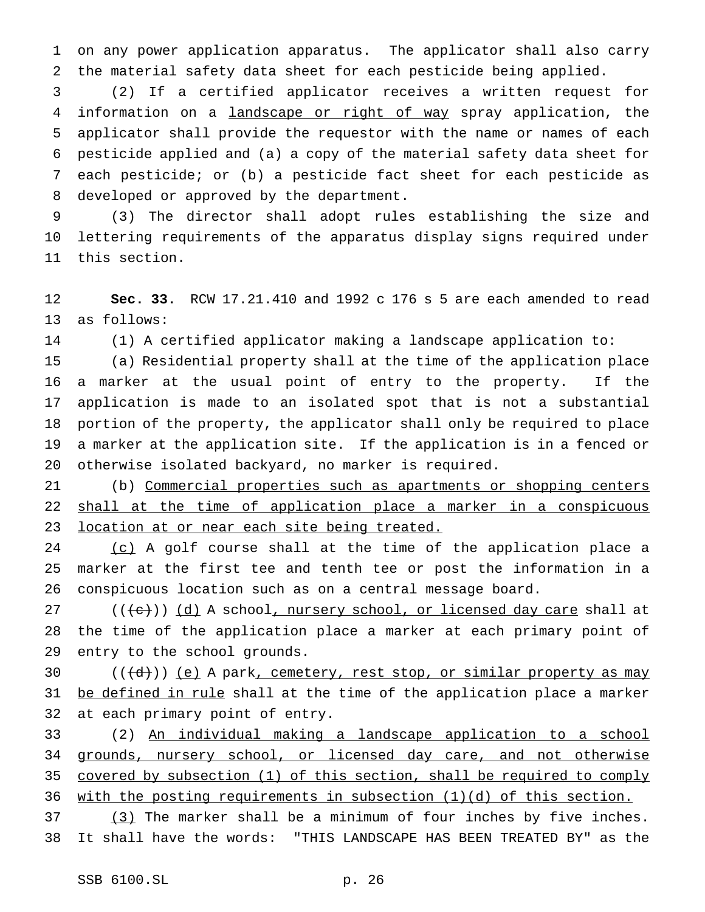on any power application apparatus. The applicator shall also carry the material safety data sheet for each pesticide being applied.

(2) If a certified applicator receives a written request for information on a <u>landscape or right of way</u> spray application, the applicator shall provide the requestor with the name or names of each pesticide applied and (a) a copy of the material safety data sheet for each pesticide; or (b) a pesticide fact sheet for each pesticide as developed or approved by the department.

(3) The director shall adopt rules establishing the size and lettering requirements of the apparatus display signs required under this section.

**Sec. 33.** RCW 17.21.410 and 1992 c 176 s 5 are each amended to read as follows:

(1) A certified applicator making a landscape application to:

(a) Residential property shall at the time of the application place a marker at the usual point of entry to the property. If the application is made to an isolated spot that is not a substantial portion of the property, the applicator shall only be required to place a marker at the application site. If the application is in a fenced or otherwise isolated backyard, no marker is required.

(b) <u>Commercial properties such as apartments or shopping centers shall at the time of application place a marker in a conspicuous location at or near each site being treated.</u>

<u>(c)</u> A golf course shall at the time of the application place a marker at the first tee and tenth tee or post the information in a conspicuous location such as on a central message board.

((~~(c)~~)) <u>(d)</u> A school<u>, nursery school, or licensed day care</u> shall at the time of the application place a marker at each primary point of entry to the school grounds.

((~~(d)~~)) <u>(e)</u> A park<u>, cemetery, rest stop, or similar property as may be defined in rule</u> shall at the time of the application place a marker at each primary point of entry.

(2) <u>An individual making a landscape application to a school grounds, nursery school, or licensed day care, and not otherwise covered by subsection (1) of this section, shall be required to comply with the posting requirements in subsection (1)(d) of this section.</u>

<u>(3)</u> The marker shall be a minimum of four inches by five inches. It shall have the words: "THIS LANDSCAPE HAS BEEN TREATED BY" as the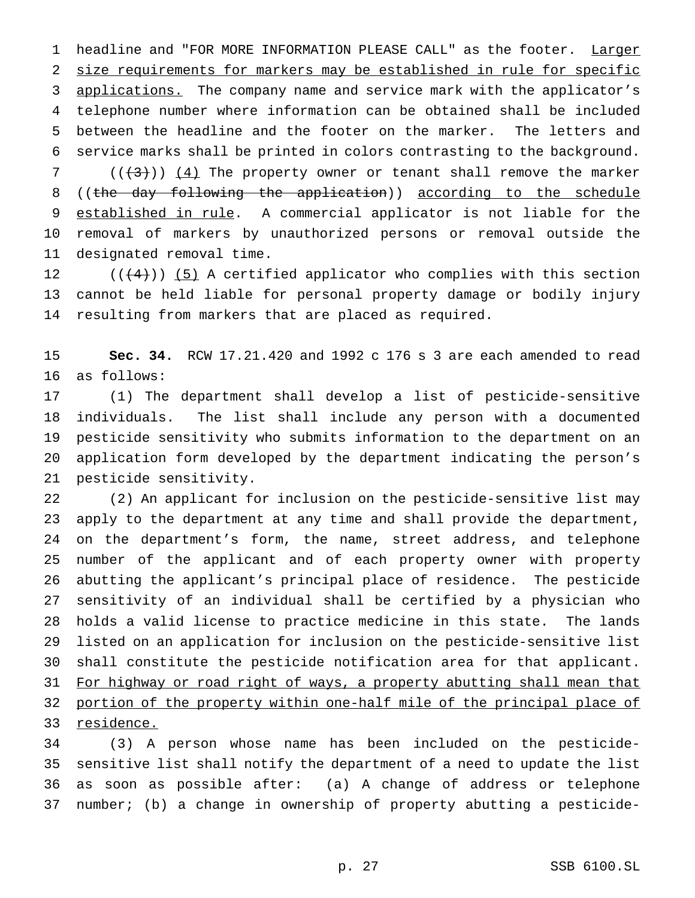headline and "FOR MORE INFORMATION PLEASE CALL" as the footer. Larger size requirements for markers may be established in rule for specific applications. The company name and service mark with the applicator's telephone number where information can be obtained shall be included between the headline and the footer on the marker. The letters and service marks shall be printed in colors contrasting to the background.

((~~(3)~~)) (4) The property owner or tenant shall remove the marker ((~~the day following the application~~)) according to the schedule established in rule. A commercial applicator is not liable for the removal of markers by unauthorized persons or removal outside the designated removal time.

((~~(4)~~)) (5) A certified applicator who complies with this section cannot be held liable for personal property damage or bodily injury resulting from markers that are placed as required.

**Sec. 34.** RCW 17.21.420 and 1992 c 176 s 3 are each amended to read as follows:

(1) The department shall develop a list of pesticide-sensitive individuals. The list shall include any person with a documented pesticide sensitivity who submits information to the department on an application form developed by the department indicating the person's pesticide sensitivity.

(2) An applicant for inclusion on the pesticide-sensitive list may apply to the department at any time and shall provide the department, on the department's form, the name, street address, and telephone number of the applicant and of each property owner with property abutting the applicant's principal place of residence. The pesticide sensitivity of an individual shall be certified by a physician who holds a valid license to practice medicine in this state. The lands listed on an application for inclusion on the pesticide-sensitive list shall constitute the pesticide notification area for that applicant. For highway or road right of ways, a property abutting shall mean that portion of the property within one-half mile of the principal place of residence.

(3) A person whose name has been included on the pesticide-sensitive list shall notify the department of a need to update the list as soon as possible after: (a) A change of address or telephone number; (b) a change in ownership of property abutting a pesticide-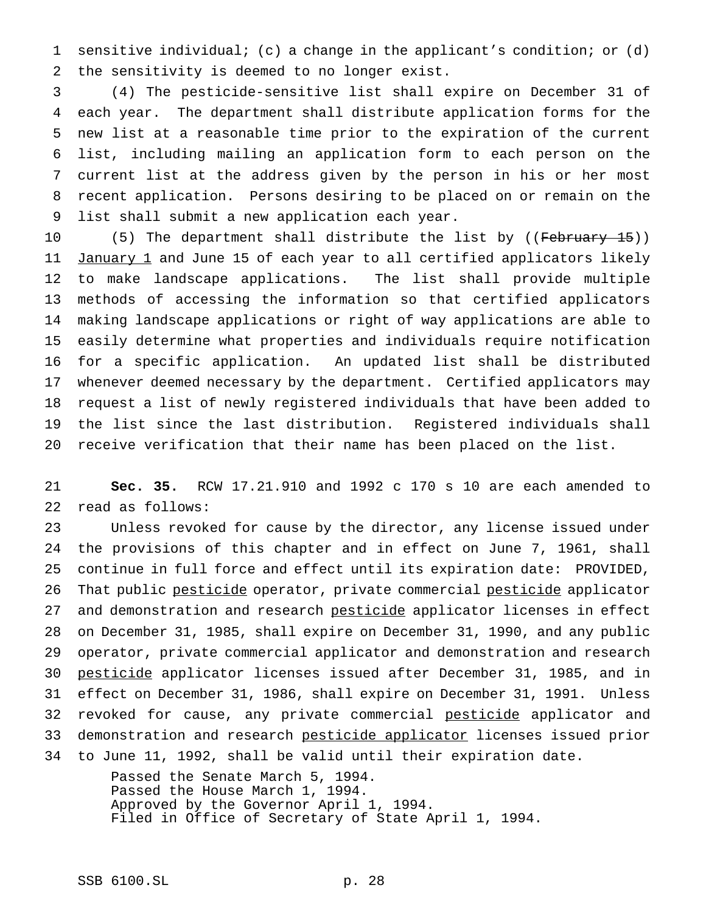sensitive individual; (c) a change in the applicant's condition; or (d) the sensitivity is deemed to no longer exist.

(4) The pesticide-sensitive list shall expire on December 31 of each year. The department shall distribute application forms for the new list at a reasonable time prior to the expiration of the current list, including mailing an application form to each person on the current list at the address given by the person in his or her most recent application. Persons desiring to be placed on or remain on the list shall submit a new application each year.

(5) The department shall distribute the list by ((~~February 15~~)) <u>January 1</u> and June 15 of each year to all certified applicators likely to make landscape applications. The list shall provide multiple methods of accessing the information so that certified applicators making landscape applications or right of way applications are able to easily determine what properties and individuals require notification for a specific application. An updated list shall be distributed whenever deemed necessary by the department. Certified applicators may request a list of newly registered individuals that have been added to the list since the last distribution. Registered individuals shall receive verification that their name has been placed on the list.

**Sec. 35.** RCW 17.21.910 and 1992 c 170 s 10 are each amended to read as follows:

Unless revoked for cause by the director, any license issued under the provisions of this chapter and in effect on June 7, 1961, shall continue in full force and effect until its expiration date: PROVIDED, That public <u>pesticide</u> operator, private commercial <u>pesticide</u> applicator and demonstration and research <u>pesticide</u> applicator licenses in effect on December 31, 1985, shall expire on December 31, 1990, and any public operator, private commercial applicator and demonstration and research <u>pesticide</u> applicator licenses issued after December 31, 1985, and in effect on December 31, 1986, shall expire on December 31, 1991. Unless revoked for cause, any private commercial <u>pesticide</u> applicator and demonstration and research <u>pesticide applicator</u> licenses issued prior to June 11, 1992, shall be valid until their expiration date.

Passed the Senate March 5, 1994.
Passed the House March 1, 1994.
Approved by the Governor April 1, 1994.
Filed in Office of Secretary of State April 1, 1994.